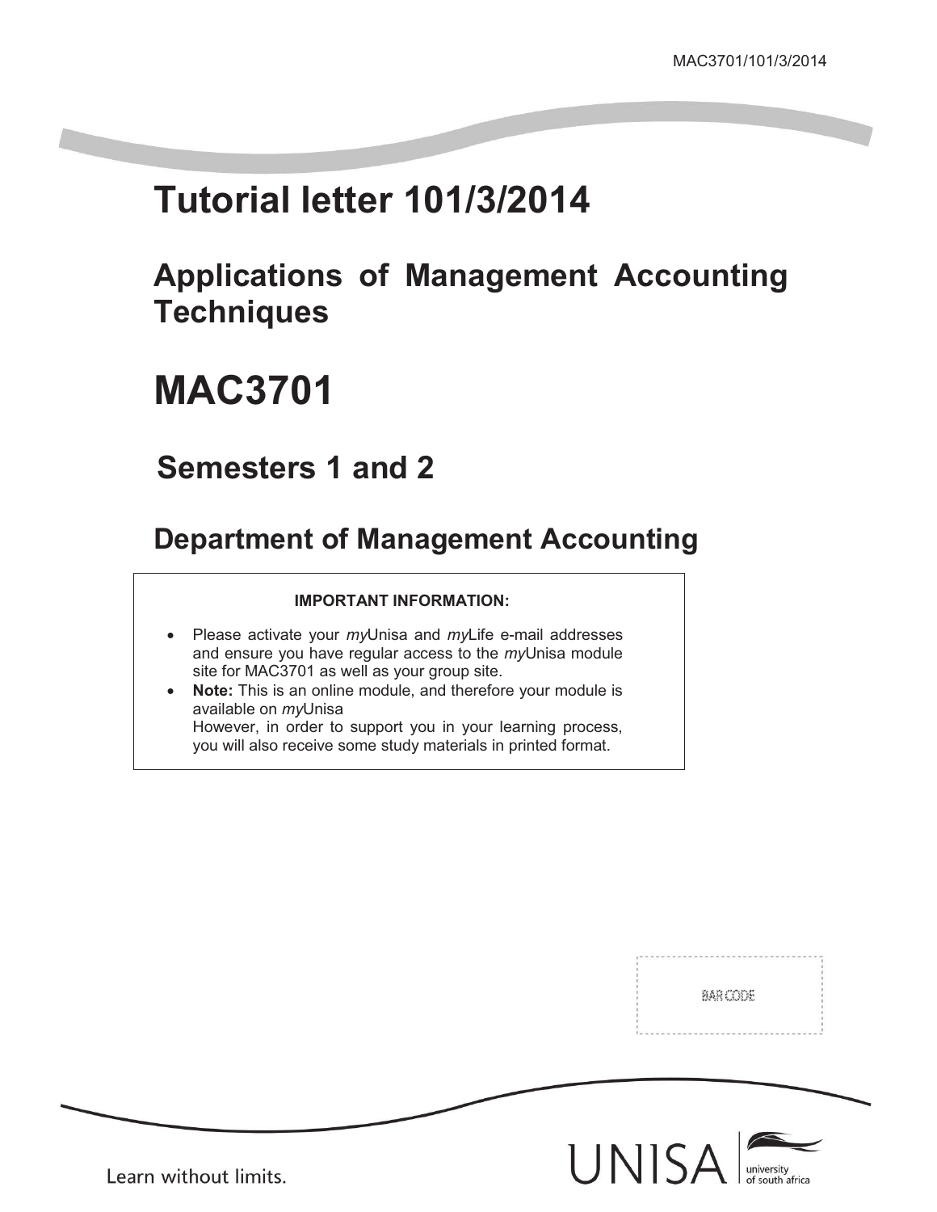MAC3701/101/3/2014

# Tutorial letter 101/3/2014

## Applications of Management Accounting Techniques

# MAC3701

## Semesters 1 and 2

## Department of Management Accounting

**IMPORTANT INFORMATION:**

- Please activate your *my*Unisa and *my*Life e-mail addresses and ensure you have regular access to the *my*Unisa module site for MAC3701 as well as your group site.
- **Note:** This is an online module, and therefore your module is available on *my*Unisa
  However, in order to support you in your learning process, you will also receive some study materials in printed format.

BAR CODE

Learn without limits.

UNISA university of south africa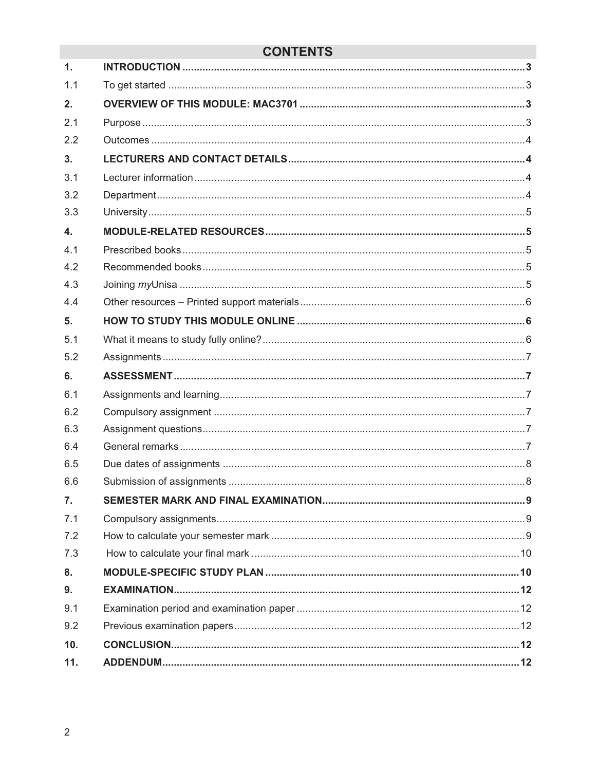# CONTENTS

| | | |
|---|---|---|
| **1.** | **INTRODUCTION** | **3** |
| 1.1 | To get started | 3 |
| **2.** | **OVERVIEW OF THIS MODULE: MAC3701** | **3** |
| 2.1 | Purpose | 3 |
| 2.2 | Outcomes | 4 |
| **3.** | **LECTURERS AND CONTACT DETAILS** | **4** |
| 3.1 | Lecturer information | 4 |
| 3.2 | Department | 4 |
| 3.3 | University | 5 |
| **4.** | **MODULE-RELATED RESOURCES** | **5** |
| 4.1 | Prescribed books | 5 |
| 4.2 | Recommended books | 5 |
| 4.3 | Joining *my*Unisa | 5 |
| 4.4 | Other resources – Printed support materials | 6 |
| **5.** | **HOW TO STUDY THIS MODULE ONLINE** | **6** |
| 5.1 | What it means to study fully online? | 6 |
| 5.2 | Assignments | 7 |
| **6.** | **ASSESSMENT** | **7** |
| 6.1 | Assignments and learning | 7 |
| 6.2 | Compulsory assignment | 7 |
| 6.3 | Assignment questions | 7 |
| 6.4 | General remarks | 7 |
| 6.5 | Due dates of assignments | 8 |
| 6.6 | Submission of assignments | 8 |
| **7.** | **SEMESTER MARK AND FINAL EXAMINATION** | **9** |
| 7.1 | Compulsory assignments | 9 |
| 7.2 | How to calculate your semester mark | 9 |
| 7.3 | How to calculate your final mark | 10 |
| **8.** | **MODULE-SPECIFIC STUDY PLAN** | **10** |
| **9.** | **EXAMINATION** | **12** |
| 9.1 | Examination period and examination paper | 12 |
| 9.2 | Previous examination papers | 12 |
| **10.** | **CONCLUSION** | **12** |
| **11.** | **ADDENDUM** | **12** |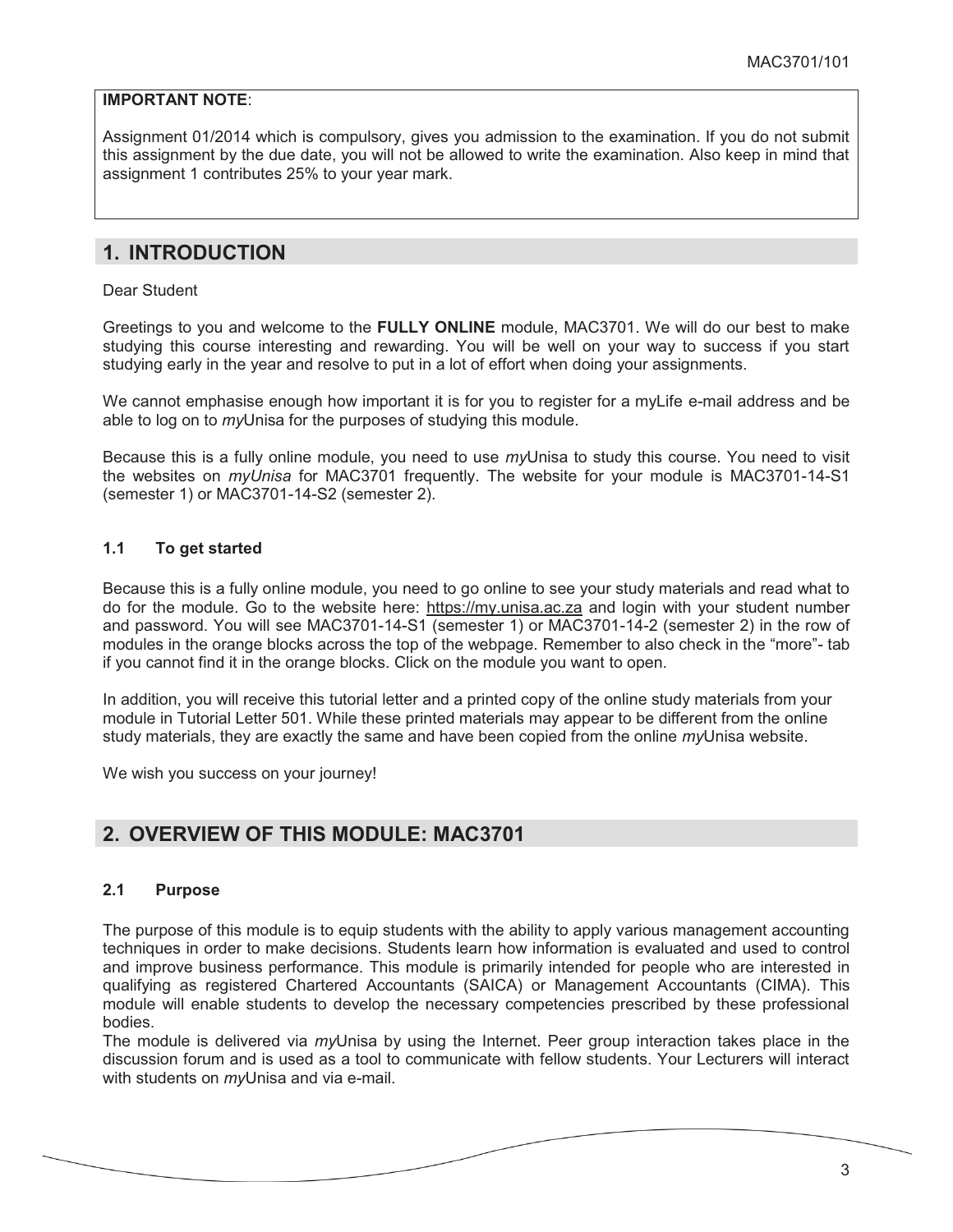**IMPORTANT NOTE**:

Assignment 01/2014 which is compulsory, gives you admission to the examination. If you do not submit this assignment by the due date, you will not be allowed to write the examination. Also keep in mind that assignment 1 contributes 25% to your year mark.

## 1. INTRODUCTION

Dear Student

Greetings to you and welcome to the **FULLY ONLINE** module, MAC3701. We will do our best to make studying this course interesting and rewarding. You will be well on your way to success if you start studying early in the year and resolve to put in a lot of effort when doing your assignments.

We cannot emphasise enough how important it is for you to register for a myLife e-mail address and be able to log on to *my*Unisa for the purposes of studying this module.

Because this is a fully online module, you need to use *my*Unisa to study this course. You need to visit the websites on *myUnisa* for MAC3701 frequently. The website for your module is MAC3701-14-S1 (semester 1) or MAC3701-14-S2 (semester 2).

### 1.1 To get started

Because this is a fully online module, you need to go online to see your study materials and read what to do for the module. Go to the website here: https://my.unisa.ac.za and login with your student number and password. You will see MAC3701-14-S1 (semester 1) or MAC3701-14-2 (semester 2) in the row of modules in the orange blocks across the top of the webpage. Remember to also check in the "more"- tab if you cannot find it in the orange blocks. Click on the module you want to open.

In addition, you will receive this tutorial letter and a printed copy of the online study materials from your module in Tutorial Letter 501. While these printed materials may appear to be different from the online study materials, they are exactly the same and have been copied from the online *my*Unisa website.

We wish you success on your journey!

## 2. OVERVIEW OF THIS MODULE: MAC3701

### 2.1 Purpose

The purpose of this module is to equip students with the ability to apply various management accounting techniques in order to make decisions. Students learn how information is evaluated and used to control and improve business performance. This module is primarily intended for people who are interested in qualifying as registered Chartered Accountants (SAICA) or Management Accountants (CIMA). This module will enable students to develop the necessary competencies prescribed by these professional bodies.

The module is delivered via *my*Unisa by using the Internet. Peer group interaction takes place in the discussion forum and is used as a tool to communicate with fellow students. Your Lecturers will interact with students on *my*Unisa and via e-mail.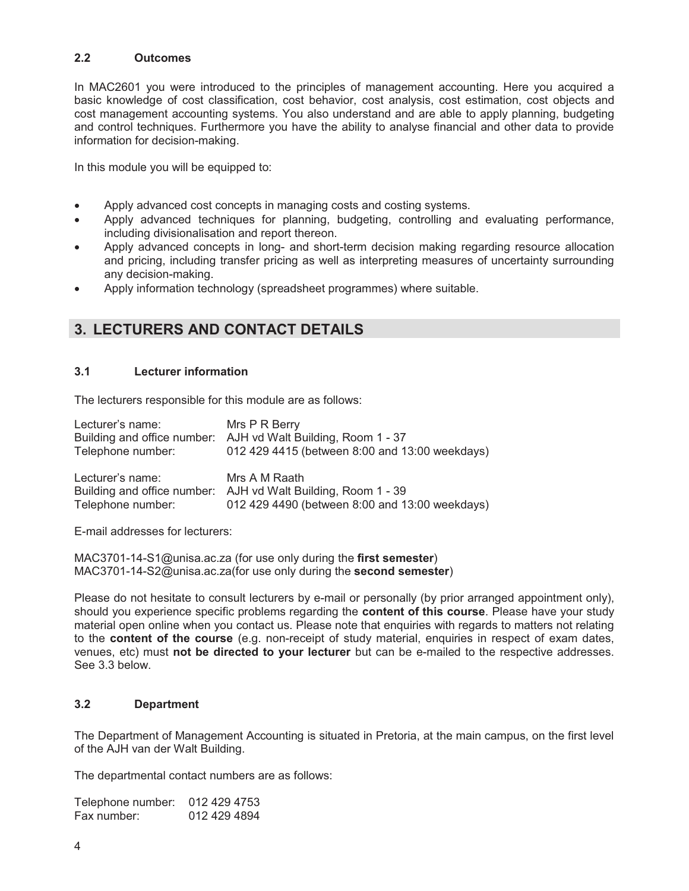### 2.2 Outcomes

In MAC2601 you were introduced to the principles of management accounting. Here you acquired a basic knowledge of cost classification, cost behavior, cost analysis, cost estimation, cost objects and cost management accounting systems. You also understand and are able to apply planning, budgeting and control techniques. Furthermore you have the ability to analyse financial and other data to provide information for decision-making.

In this module you will be equipped to:

- Apply advanced cost concepts in managing costs and costing systems.
- Apply advanced techniques for planning, budgeting, controlling and evaluating performance, including divisionalisation and report thereon.
- Apply advanced concepts in long- and short-term decision making regarding resource allocation and pricing, including transfer pricing as well as interpreting measures of uncertainty surrounding any decision-making.
- Apply information technology (spreadsheet programmes) where suitable.

## 3. LECTURERS AND CONTACT DETAILS

### 3.1 Lecturer information

The lecturers responsible for this module are as follows:

Lecturer's name: Mrs P R Berry
Building and office number: AJH vd Walt Building, Room 1 - 37
Telephone number: 012 429 4415 (between 8:00 and 13:00 weekdays)

Lecturer's name: Mrs A M Raath
Building and office number: AJH vd Walt Building, Room 1 - 39
Telephone number: 012 429 4490 (between 8:00 and 13:00 weekdays)

E-mail addresses for lecturers:

MAC3701-14-S1@unisa.ac.za (for use only during the **first semester**)
MAC3701-14-S2@unisa.ac.za(for use only during the **second semester**)

Please do not hesitate to consult lecturers by e-mail or personally (by prior arranged appointment only), should you experience specific problems regarding the **content of this course**. Please have your study material open online when you contact us. Please note that enquiries with regards to matters not relating to the **content of the course** (e.g. non-receipt of study material, enquiries in respect of exam dates, venues, etc) must **not be directed to your lecturer** but can be e-mailed to the respective addresses. See 3.3 below.

### 3.2 Department

The Department of Management Accounting is situated in Pretoria, at the main campus, on the first level of the AJH van der Walt Building.

The departmental contact numbers are as follows:

Telephone number: 012 429 4753
Fax number: 012 429 4894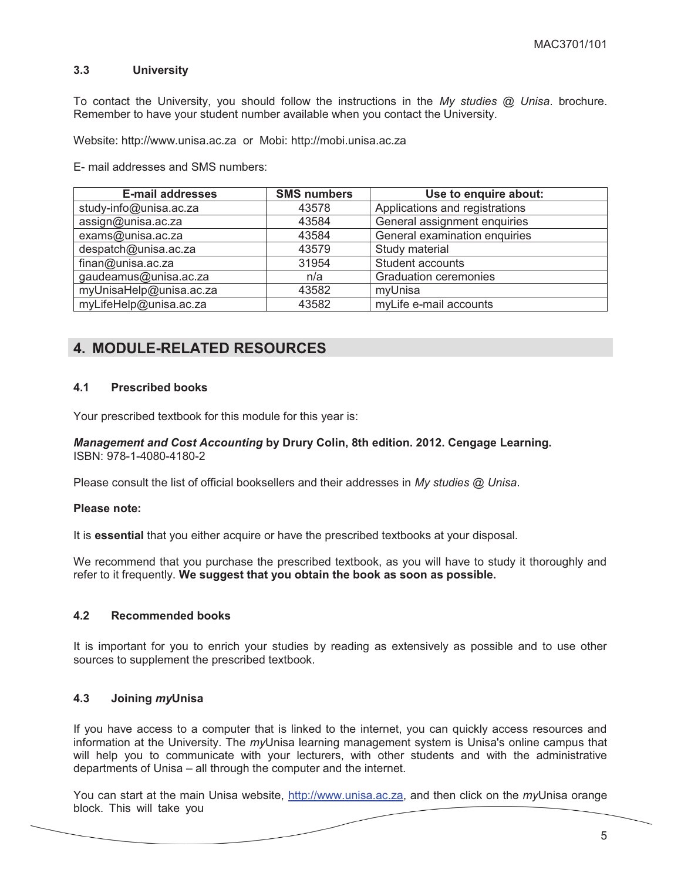### 3.3 University

To contact the University, you should follow the instructions in the *My studies @ Unisa*. brochure. Remember to have your student number available when you contact the University.

Website: http://www.unisa.ac.za or Mobi: http://mobi.unisa.ac.za

E- mail addresses and SMS numbers:

| E-mail addresses | SMS numbers | Use to enquire about: |
|---|---|---|
| study-info@unisa.ac.za | 43578 | Applications and registrations |
| assign@unisa.ac.za | 43584 | General assignment enquiries |
| exams@unisa.ac.za | 43584 | General examination enquiries |
| despatch@unisa.ac.za | 43579 | Study material |
| finan@unisa.ac.za | 31954 | Student accounts |
| gaudeamus@unisa.ac.za | n/a | Graduation ceremonies |
| myUnisaHelp@unisa.ac.za | 43582 | myUnisa |
| myLifeHelp@unisa.ac.za | 43582 | myLife e-mail accounts |

## 4. MODULE-RELATED RESOURCES

### 4.1 Prescribed books

Your prescribed textbook for this module for this year is:

***Management and Cost Accounting*** **by Drury Colin, 8th edition. 2012. Cengage Learning.**
ISBN: 978-1-4080-4180-2

Please consult the list of official booksellers and their addresses in *My studies @ Unisa*.

**Please note:**

It is **essential** that you either acquire or have the prescribed textbooks at your disposal.

We recommend that you purchase the prescribed textbook, as you will have to study it thoroughly and refer to it frequently. **We suggest that you obtain the book as soon as possible.**

### 4.2 Recommended books

It is important for you to enrich your studies by reading as extensively as possible and to use other sources to supplement the prescribed textbook.

### 4.3 Joining *my*Unisa

If you have access to a computer that is linked to the internet, you can quickly access resources and information at the University. The *my*Unisa learning management system is Unisa's online campus that will help you to communicate with your lecturers, with other students and with the administrative departments of Unisa – all through the computer and the internet.

You can start at the main Unisa website, http://www.unisa.ac.za, and then click on the *my*Unisa orange block. This will take you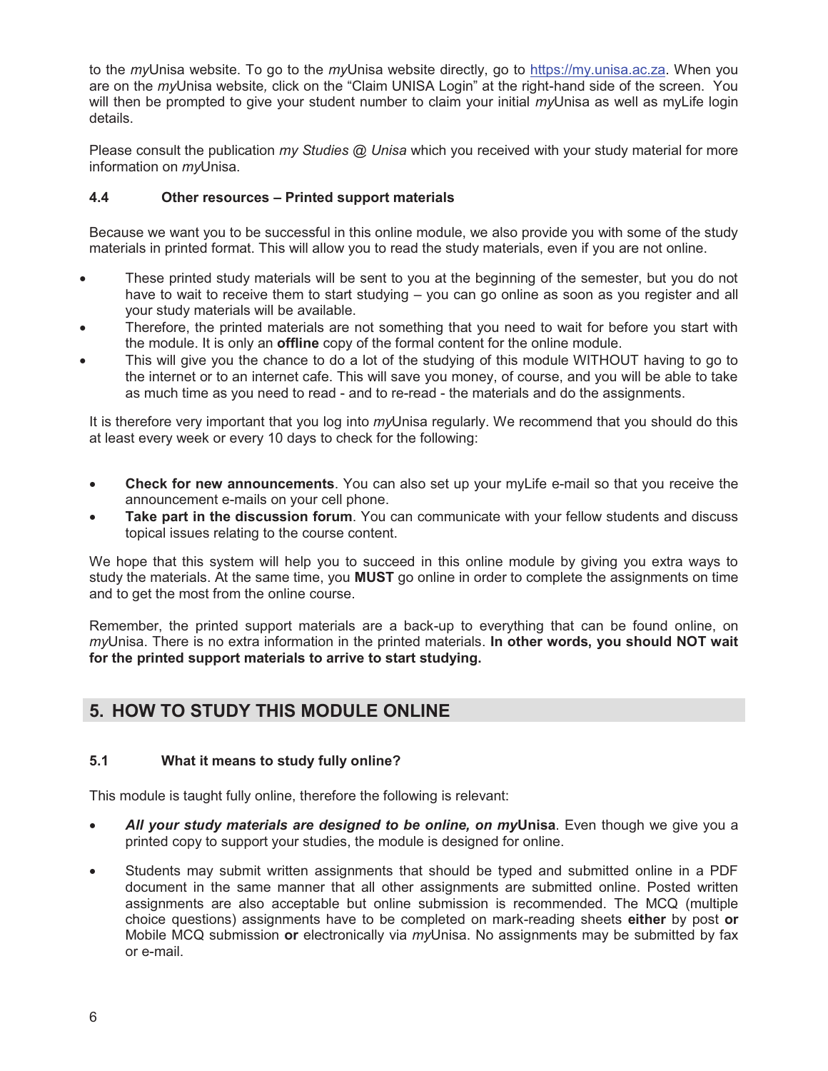to the *my*Unisa website. To go to the *my*Unisa website directly, go to https://my.unisa.ac.za. When you are on the *my*Unisa website*,* click on the "Claim UNISA Login" at the right-hand side of the screen. You will then be prompted to give your student number to claim your initial *my*Unisa as well as myLife login details.

Please consult the publication *my Studies @ Unisa* which you received with your study material for more information on *my*Unisa.

### 4.4 Other resources – Printed support materials

Because we want you to be successful in this online module, we also provide you with some of the study materials in printed format. This will allow you to read the study materials, even if you are not online.

- These printed study materials will be sent to you at the beginning of the semester, but you do not have to wait to receive them to start studying – you can go online as soon as you register and all your study materials will be available.
- Therefore, the printed materials are not something that you need to wait for before you start with the module. It is only an **offline** copy of the formal content for the online module.
- This will give you the chance to do a lot of the studying of this module WITHOUT having to go to the internet or to an internet cafe. This will save you money, of course, and you will be able to take as much time as you need to read - and to re-read - the materials and do the assignments.

It is therefore very important that you log into *my*Unisa regularly. We recommend that you should do this at least every week or every 10 days to check for the following:

- **Check for new announcements**. You can also set up your myLife e-mail so that you receive the announcement e-mails on your cell phone.
- **Take part in the discussion forum**. You can communicate with your fellow students and discuss topical issues relating to the course content.

We hope that this system will help you to succeed in this online module by giving you extra ways to study the materials. At the same time, you **MUST** go online in order to complete the assignments on time and to get the most from the online course.

Remember, the printed support materials are a back-up to everything that can be found online, on *my*Unisa. There is no extra information in the printed materials. **In other words, you should NOT wait for the printed support materials to arrive to start studying.**

## 5. HOW TO STUDY THIS MODULE ONLINE

### 5.1 What it means to study fully online?

This module is taught fully online, therefore the following is relevant:

- ***All your study materials are designed to be online, on my*Unisa**. Even though we give you a printed copy to support your studies, the module is designed for online.
- Students may submit written assignments that should be typed and submitted online in a PDF document in the same manner that all other assignments are submitted online. Posted written assignments are also acceptable but online submission is recommended. The MCQ (multiple choice questions) assignments have to be completed on mark-reading sheets **either** by post **or** Mobile MCQ submission **or** electronically via *my*Unisa. No assignments may be submitted by fax or e-mail.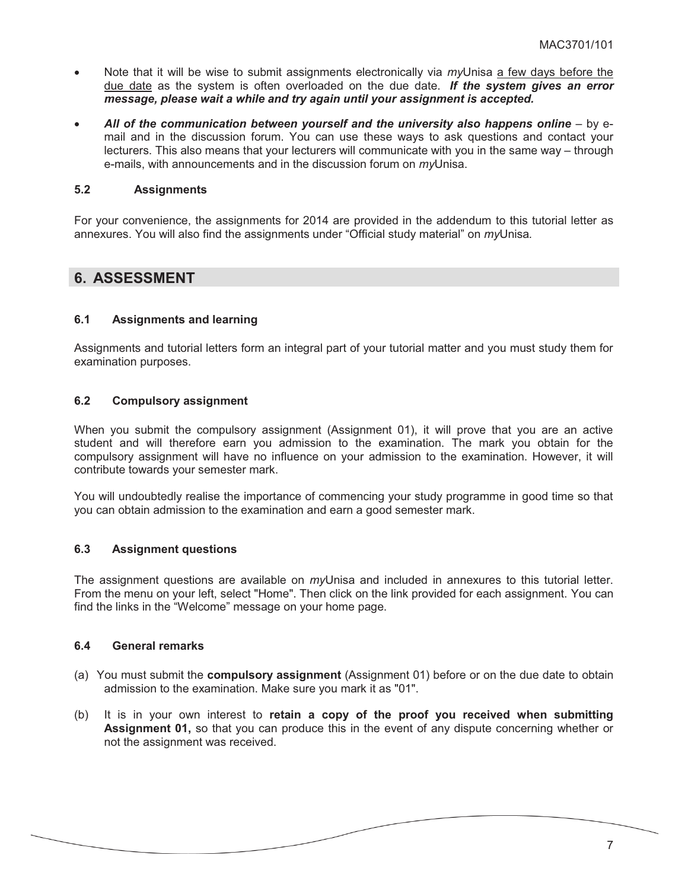- Note that it will be wise to submit assignments electronically via *my*Unisa <u>a few days before the due date</u> as the system is often overloaded on the due date. ***If the system gives an error message, please wait a while and try again until your assignment is accepted.***

- ***All of the communication between yourself and the university also happens online*** – by e-mail and in the discussion forum. You can use these ways to ask questions and contact your lecturers. This also means that your lecturers will communicate with you in the same way – through e-mails, with announcements and in the discussion forum on *my*Unisa.

### 5.2 Assignments

For your convenience, the assignments for 2014 are provided in the addendum to this tutorial letter as annexures. You will also find the assignments under "Official study material" on *my*Unisa.

## 6. ASSESSMENT

### 6.1 Assignments and learning

Assignments and tutorial letters form an integral part of your tutorial matter and you must study them for examination purposes.

### 6.2 Compulsory assignment

When you submit the compulsory assignment (Assignment 01), it will prove that you are an active student and will therefore earn you admission to the examination. The mark you obtain for the compulsory assignment will have no influence on your admission to the examination. However, it will contribute towards your semester mark.

You will undoubtedly realise the importance of commencing your study programme in good time so that you can obtain admission to the examination and earn a good semester mark.

### 6.3 Assignment questions

The assignment questions are available on *my*Unisa and included in annexures to this tutorial letter. From the menu on your left, select "Home". Then click on the link provided for each assignment. You can find the links in the "Welcome" message on your home page.

### 6.4 General remarks

(a) You must submit the **compulsory assignment** (Assignment 01) before or on the due date to obtain admission to the examination. Make sure you mark it as "01".

(b) It is in your own interest to **retain a copy of the proof you received when submitting Assignment 01,** so that you can produce this in the event of any dispute concerning whether or not the assignment was received.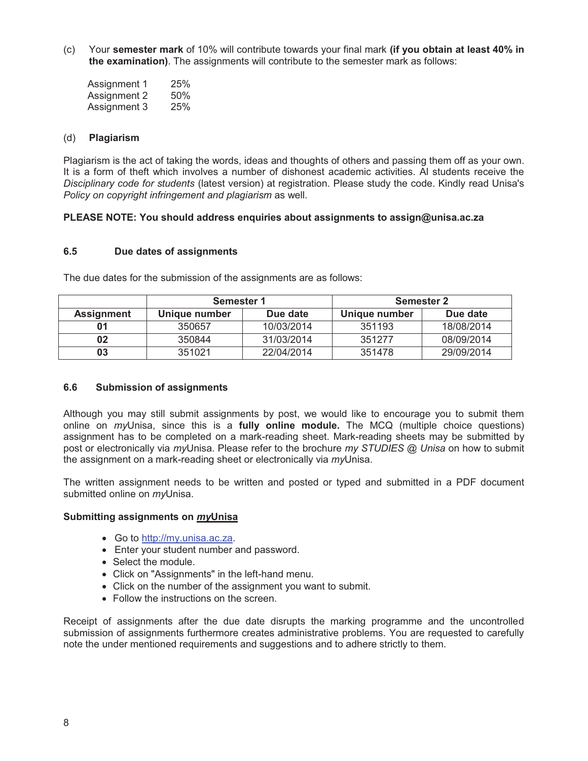(c) Your **semester mark** of 10% will contribute towards your final mark **(if you obtain at least 40% in the examination)**. The assignments will contribute to the semester mark as follows:

Assignment 1 25%
Assignment 2 50%
Assignment 3 25%

(d) **Plagiarism**

Plagiarism is the act of taking the words, ideas and thoughts of others and passing them off as your own. It is a form of theft which involves a number of dishonest academic activities. Al students receive the *Disciplinary code for students* (latest version) at registration. Please study the code. Kindly read Unisa's *Policy on copyright infringement and plagiarism* as well.

**PLEASE NOTE: You should address enquiries about assignments to assign@unisa.ac.za**

### 6.5 Due dates of assignments

The due dates for the submission of the assignments are as follows:

| | Semester 1 | | Semester 2 | |
|---|---|---|---|---|
| **Assignment** | **Unique number** | **Due date** | **Unique number** | **Due date** |
| **01** | 350657 | 10/03/2014 | 351193 | 18/08/2014 |
| **02** | 350844 | 31/03/2014 | 351277 | 08/09/2014 |
| **03** | 351021 | 22/04/2014 | 351478 | 29/09/2014 |

### 6.6 Submission of assignments

Although you may still submit assignments by post, we would like to encourage you to submit them online on *my*Unisa, since this is a **fully online module.** The MCQ (multiple choice questions) assignment has to be completed on a mark-reading sheet. Mark-reading sheets may be submitted by post or electronically via *my*Unisa. Please refer to the brochure *my STUDIES @ Unisa* on how to submit the assignment on a mark-reading sheet or electronically via *my*Unisa.

The written assignment needs to be written and posted or typed and submitted in a PDF document submitted online on *my*Unisa.

**Submitting assignments on *my*Unisa**

- Go to http://my.unisa.ac.za.
- Enter your student number and password.
- Select the module.
- Click on "Assignments" in the left-hand menu.
- Click on the number of the assignment you want to submit.
- Follow the instructions on the screen.

Receipt of assignments after the due date disrupts the marking programme and the uncontrolled submission of assignments furthermore creates administrative problems. You are requested to carefully note the under mentioned requirements and suggestions and to adhere strictly to them.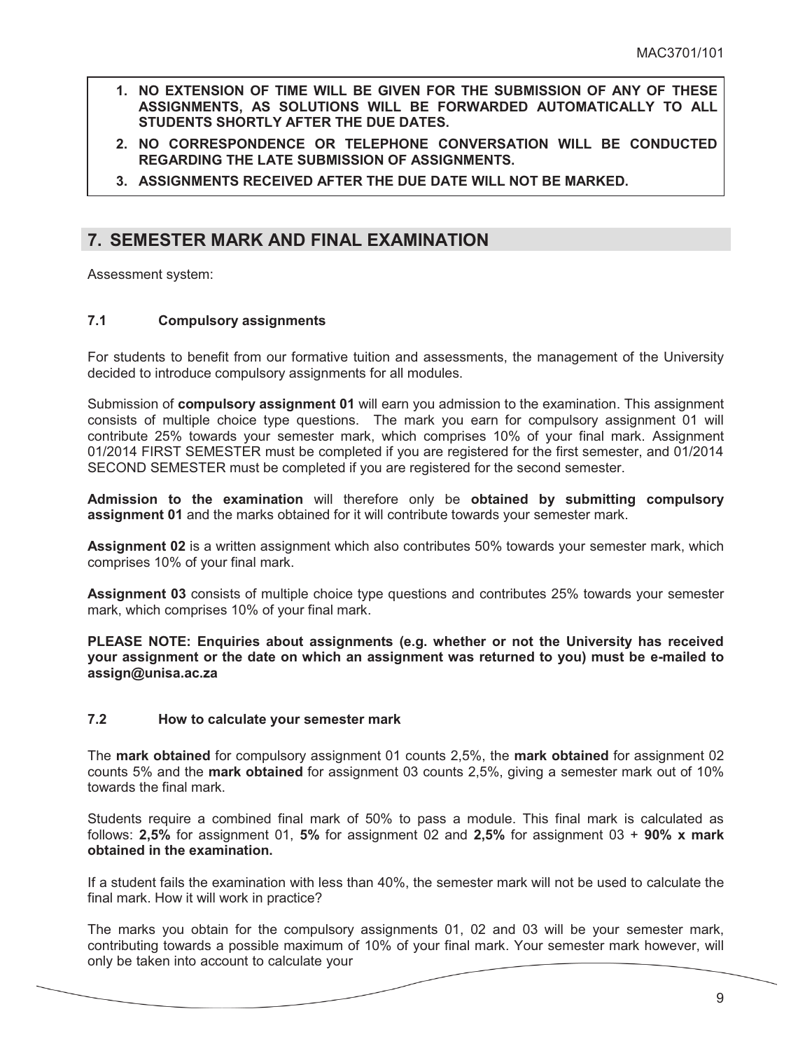1. **NO EXTENSION OF TIME WILL BE GIVEN FOR THE SUBMISSION OF ANY OF THESE ASSIGNMENTS, AS SOLUTIONS WILL BE FORWARDED AUTOMATICALLY TO ALL STUDENTS SHORTLY AFTER THE DUE DATES.**
2. **NO CORRESPONDENCE OR TELEPHONE CONVERSATION WILL BE CONDUCTED REGARDING THE LATE SUBMISSION OF ASSIGNMENTS.**
3. **ASSIGNMENTS RECEIVED AFTER THE DUE DATE WILL NOT BE MARKED.**

## 7. SEMESTER MARK AND FINAL EXAMINATION

Assessment system:

### 7.1 Compulsory assignments

For students to benefit from our formative tuition and assessments, the management of the University decided to introduce compulsory assignments for all modules.

Submission of **compulsory assignment 01** will earn you admission to the examination. This assignment consists of multiple choice type questions. The mark you earn for compulsory assignment 01 will contribute 25% towards your semester mark, which comprises 10% of your final mark. Assignment 01/2014 FIRST SEMESTER must be completed if you are registered for the first semester, and 01/2014 SECOND SEMESTER must be completed if you are registered for the second semester.

**Admission to the examination** will therefore only be **obtained by submitting compulsory assignment 01** and the marks obtained for it will contribute towards your semester mark.

**Assignment 02** is a written assignment which also contributes 50% towards your semester mark, which comprises 10% of your final mark.

**Assignment 03** consists of multiple choice type questions and contributes 25% towards your semester mark, which comprises 10% of your final mark.

**PLEASE NOTE: Enquiries about assignments (e.g. whether or not the University has received your assignment or the date on which an assignment was returned to you) must be e-mailed to assign@unisa.ac.za**

### 7.2 How to calculate your semester mark

The **mark obtained** for compulsory assignment 01 counts 2,5%, the **mark obtained** for assignment 02 counts 5% and the **mark obtained** for assignment 03 counts 2,5%, giving a semester mark out of 10% towards the final mark.

Students require a combined final mark of 50% to pass a module. This final mark is calculated as follows: **2,5%** for assignment 01, **5%** for assignment 02 and **2,5%** for assignment 03 + **90% x mark obtained in the examination.**

If a student fails the examination with less than 40%, the semester mark will not be used to calculate the final mark. How it will work in practice?

The marks you obtain for the compulsory assignments 01, 02 and 03 will be your semester mark, contributing towards a possible maximum of 10% of your final mark. Your semester mark however, will only be taken into account to calculate your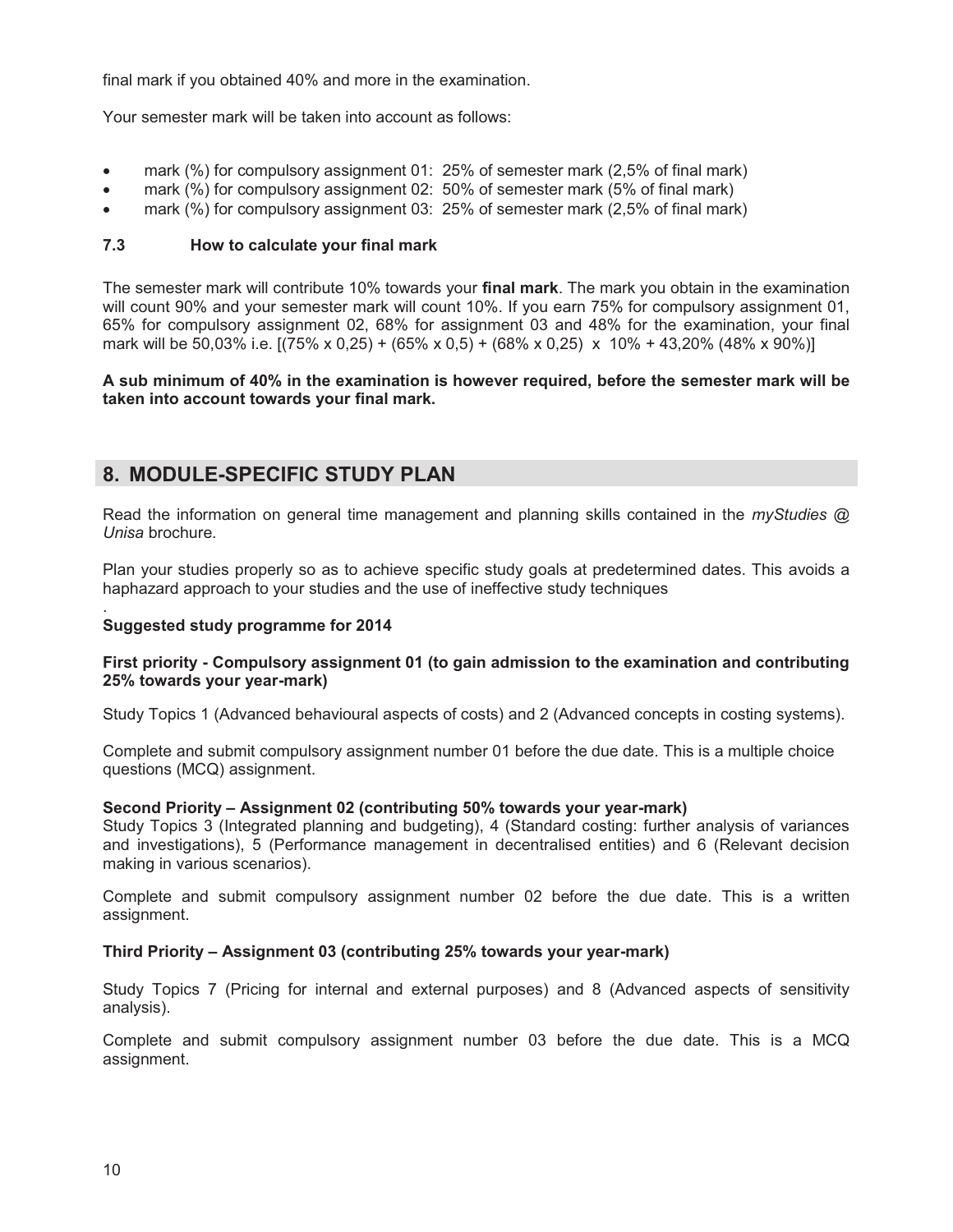final mark if you obtained 40% and more in the examination.

Your semester mark will be taken into account as follows:

- mark (%) for compulsory assignment 01: 25% of semester mark (2,5% of final mark)
- mark (%) for compulsory assignment 02: 50% of semester mark (5% of final mark)
- mark (%) for compulsory assignment 03: 25% of semester mark (2,5% of final mark)

### 7.3 How to calculate your final mark

The semester mark will contribute 10% towards your **final mark**. The mark you obtain in the examination will count 90% and your semester mark will count 10%. If you earn 75% for compulsory assignment 01, 65% for compulsory assignment 02, 68% for assignment 03 and 48% for the examination, your final mark will be 50,03% i.e. [(75% x 0,25) + (65% x 0,5) + (68% x 0,25) x 10% + 43,20% (48% x 90%)]

**A sub minimum of 40% in the examination is however required, before the semester mark will be taken into account towards your final mark.**

## 8. MODULE-SPECIFIC STUDY PLAN

Read the information on general time management and planning skills contained in the *myStudies @ Unisa* brochure.

Plan your studies properly so as to achieve specific study goals at predetermined dates. This avoids a haphazard approach to your studies and the use of ineffective study techniques

.

**Suggested study programme for 2014**

**First priority - Compulsory assignment 01 (to gain admission to the examination and contributing 25% towards your year-mark)**

Study Topics 1 (Advanced behavioural aspects of costs) and 2 (Advanced concepts in costing systems).

Complete and submit compulsory assignment number 01 before the due date. This is a multiple choice questions (MCQ) assignment.

**Second Priority – Assignment 02 (contributing 50% towards your year-mark)**

Study Topics 3 (Integrated planning and budgeting), 4 (Standard costing: further analysis of variances and investigations), 5 (Performance management in decentralised entities) and 6 (Relevant decision making in various scenarios).

Complete and submit compulsory assignment number 02 before the due date. This is a written assignment.

**Third Priority – Assignment 03 (contributing 25% towards your year-mark)**

Study Topics 7 (Pricing for internal and external purposes) and 8 (Advanced aspects of sensitivity analysis).

Complete and submit compulsory assignment number 03 before the due date. This is a MCQ assignment.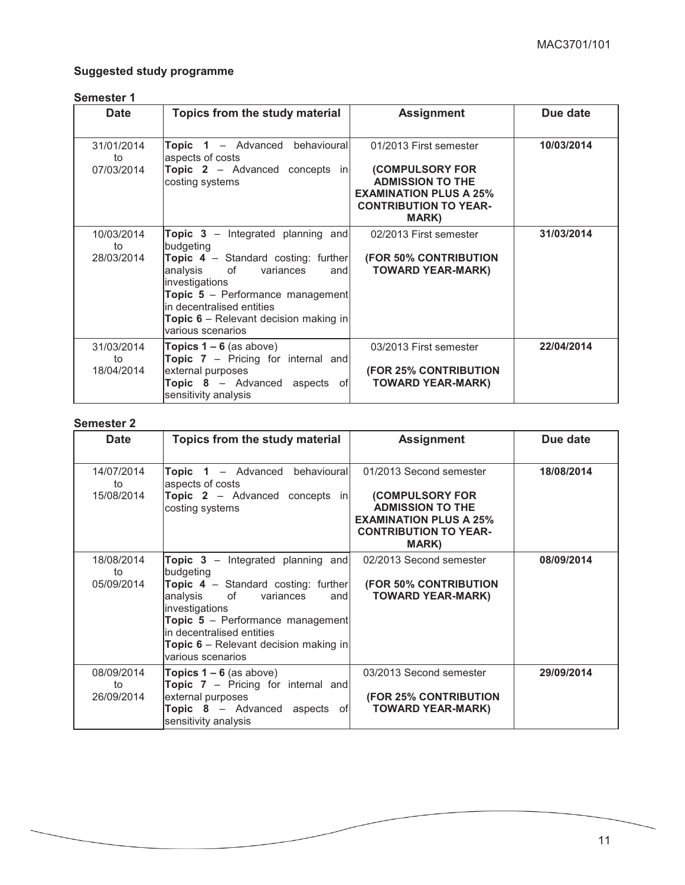## Suggested study programme

### Semester 1

| Date | Topics from the study material | Assignment | Due date |
|---|---|---|---|
| 31/01/2014 to 07/03/2014 | **Topic 1** – Advanced behavioural aspects of costs<br>**Topic 2** – Advanced concepts in costing systems | 01/2013 First semester<br><br>**(COMPULSORY FOR ADMISSION TO THE EXAMINATION PLUS A 25% CONTRIBUTION TO YEAR-MARK)** | **10/03/2014** |
| 10/03/2014 to 28/03/2014 | **Topic 3** – Integrated planning and budgeting<br>**Topic 4** – Standard costing: further analysis of variances and investigations<br>**Topic 5** – Performance management in decentralised entities<br>**Topic 6** – Relevant decision making in various scenarios | 02/2013 First semester<br><br>**(FOR 50% CONTRIBUTION TOWARD YEAR-MARK)** | **31/03/2014** |
| 31/03/2014 to 18/04/2014 | **Topics 1 – 6** (as above)<br>**Topic 7** – Pricing for internal and external purposes<br>**Topic 8** – Advanced aspects of sensitivity analysis | 03/2013 First semester<br><br>**(FOR 25% CONTRIBUTION TOWARD YEAR-MARK)** | **22/04/2014** |

### Semester 2

| Date | Topics from the study material | Assignment | Due date |
|---|---|---|---|
| 14/07/2014 to 15/08/2014 | **Topic 1** – Advanced behavioural aspects of costs<br>**Topic 2** – Advanced concepts in costing systems | 01/2013 Second semester<br><br>**(COMPULSORY FOR ADMISSION TO THE EXAMINATION PLUS A 25% CONTRIBUTION TO YEAR-MARK)** | **18/08/2014** |
| 18/08/2014 to 05/09/2014 | **Topic 3** – Integrated planning and budgeting<br>**Topic 4** – Standard costing: further analysis of variances and investigations<br>**Topic 5** – Performance management in decentralised entities<br>**Topic 6** – Relevant decision making in various scenarios | 02/2013 Second semester<br><br>**(FOR 50% CONTRIBUTION TOWARD YEAR-MARK)** | **08/09/2014** |
| 08/09/2014 to 26/09/2014 | **Topics 1 – 6** (as above)<br>**Topic 7** – Pricing for internal and external purposes<br>**Topic 8** – Advanced aspects of sensitivity analysis | 03/2013 Second semester<br><br>**(FOR 25% CONTRIBUTION TOWARD YEAR-MARK)** | **29/09/2014** |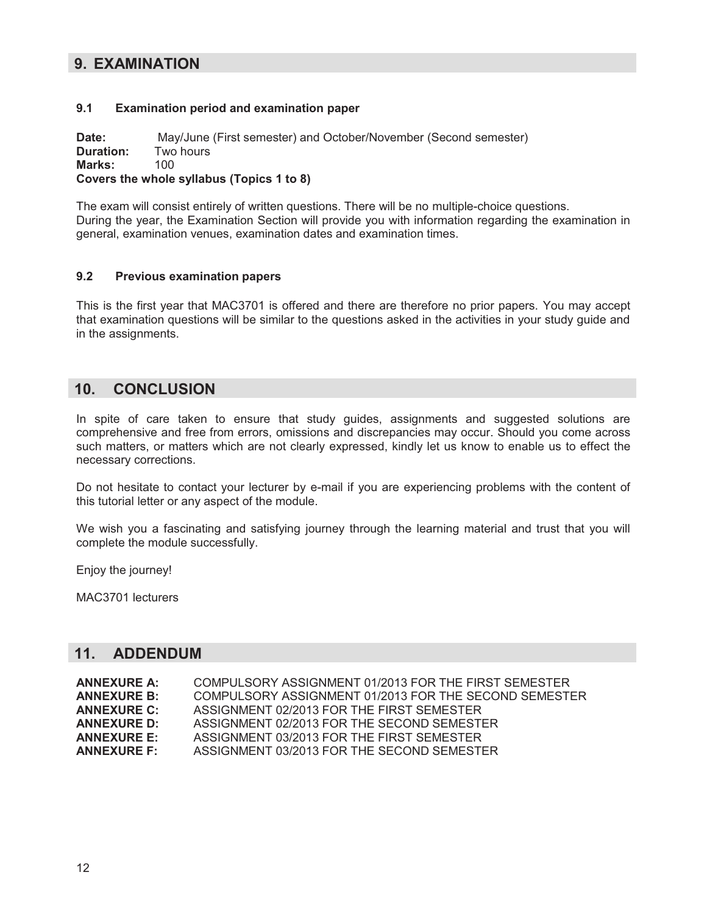## 9. EXAMINATION

### 9.1 Examination period and examination paper

**Date:** May/June (First semester) and October/November (Second semester)
**Duration:** Two hours
**Marks:** 100
**Covers the whole syllabus (Topics 1 to 8)**

The exam will consist entirely of written questions. There will be no multiple-choice questions.
During the year, the Examination Section will provide you with information regarding the examination in general, examination venues, examination dates and examination times.

### 9.2 Previous examination papers

This is the first year that MAC3701 is offered and there are therefore no prior papers. You may accept that examination questions will be similar to the questions asked in the activities in your study guide and in the assignments.

## 10. CONCLUSION

In spite of care taken to ensure that study guides, assignments and suggested solutions are comprehensive and free from errors, omissions and discrepancies may occur. Should you come across such matters, or matters which are not clearly expressed, kindly let us know to enable us to effect the necessary corrections.

Do not hesitate to contact your lecturer by e-mail if you are experiencing problems with the content of this tutorial letter or any aspect of the module.

We wish you a fascinating and satisfying journey through the learning material and trust that you will complete the module successfully.

Enjoy the journey!

MAC3701 lecturers

## 11. ADDENDUM

**ANNEXURE A:** COMPULSORY ASSIGNMENT 01/2013 FOR THE FIRST SEMESTER
**ANNEXURE B:** COMPULSORY ASSIGNMENT 01/2013 FOR THE SECOND SEMESTER
**ANNEXURE C:** ASSIGNMENT 02/2013 FOR THE FIRST SEMESTER
**ANNEXURE D:** ASSIGNMENT 02/2013 FOR THE SECOND SEMESTER
**ANNEXURE E:** ASSIGNMENT 03/2013 FOR THE FIRST SEMESTER
**ANNEXURE F:** ASSIGNMENT 03/2013 FOR THE SECOND SEMESTER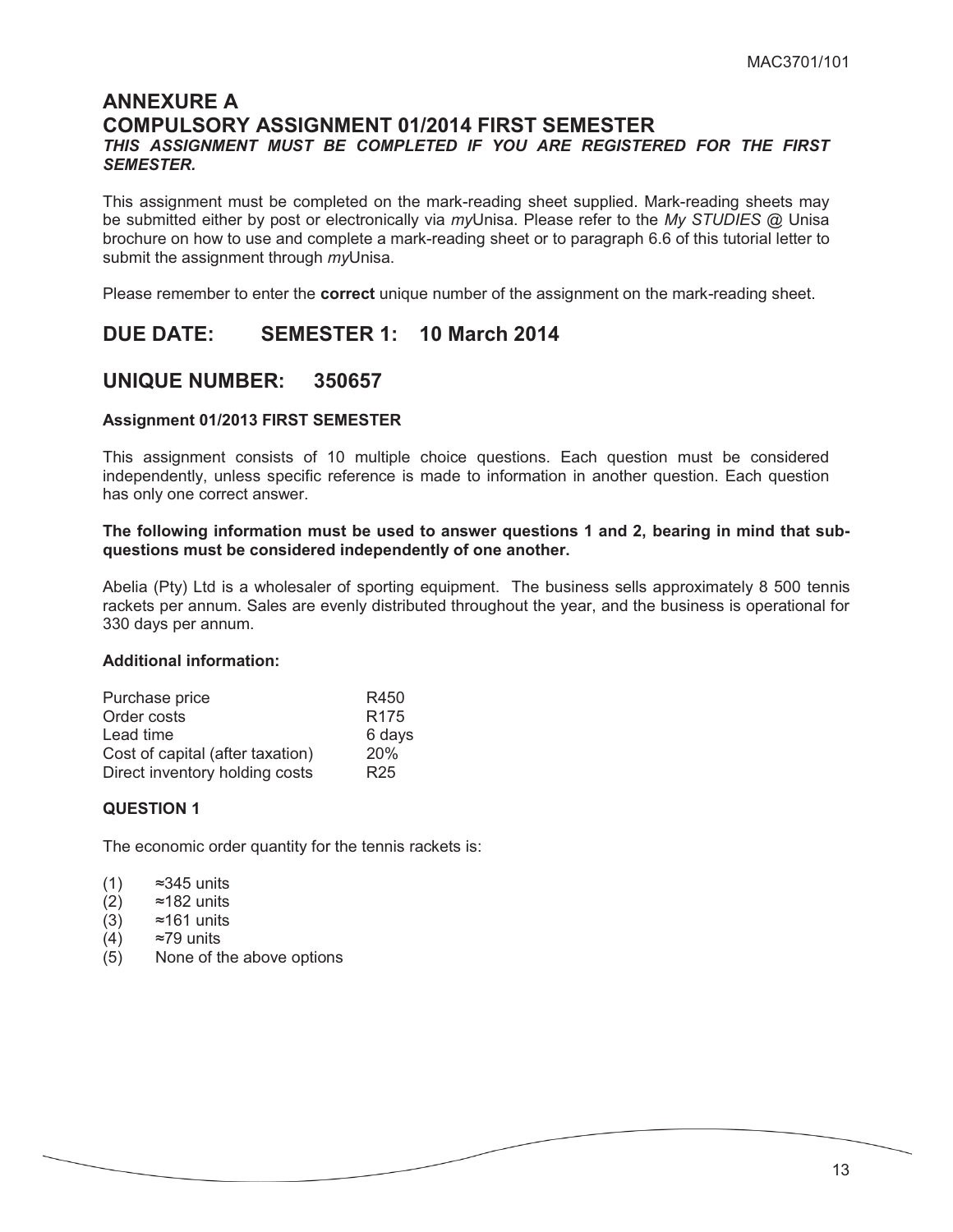# ANNEXURE A

## COMPULSORY ASSIGNMENT 01/2014 FIRST SEMESTER

***THIS ASSIGNMENT MUST BE COMPLETED IF YOU ARE REGISTERED FOR THE FIRST SEMESTER.***

This assignment must be completed on the mark-reading sheet supplied. Mark-reading sheets may be submitted either by post or electronically via *my*Unisa. Please refer to the *My STUDIES* @ Unisa brochure on how to use and complete a mark-reading sheet or to paragraph 6.6 of this tutorial letter to submit the assignment through *my*Unisa.

Please remember to enter the **correct** unique number of the assignment on the mark-reading sheet.

## DUE DATE: SEMESTER 1: 10 March 2014

## UNIQUE NUMBER: 350657

**Assignment 01/2013 FIRST SEMESTER**

This assignment consists of 10 multiple choice questions. Each question must be considered independently, unless specific reference is made to information in another question. Each question has only one correct answer.

**The following information must be used to answer questions 1 and 2, bearing in mind that sub-questions must be considered independently of one another.**

Abelia (Pty) Ltd is a wholesaler of sporting equipment. The business sells approximately 8 500 tennis rackets per annum. Sales are evenly distributed throughout the year, and the business is operational for 330 days per annum.

**Additional information:**

| | |
|---|---|
| Purchase price | R450 |
| Order costs | R175 |
| Lead time | 6 days |
| Cost of capital (after taxation) | 20% |
| Direct inventory holding costs | R25 |

**QUESTION 1**

The economic order quantity for the tennis rackets is:

(1) ≈345 units
(2) ≈182 units
(3) ≈161 units
(4) ≈79 units
(5) None of the above options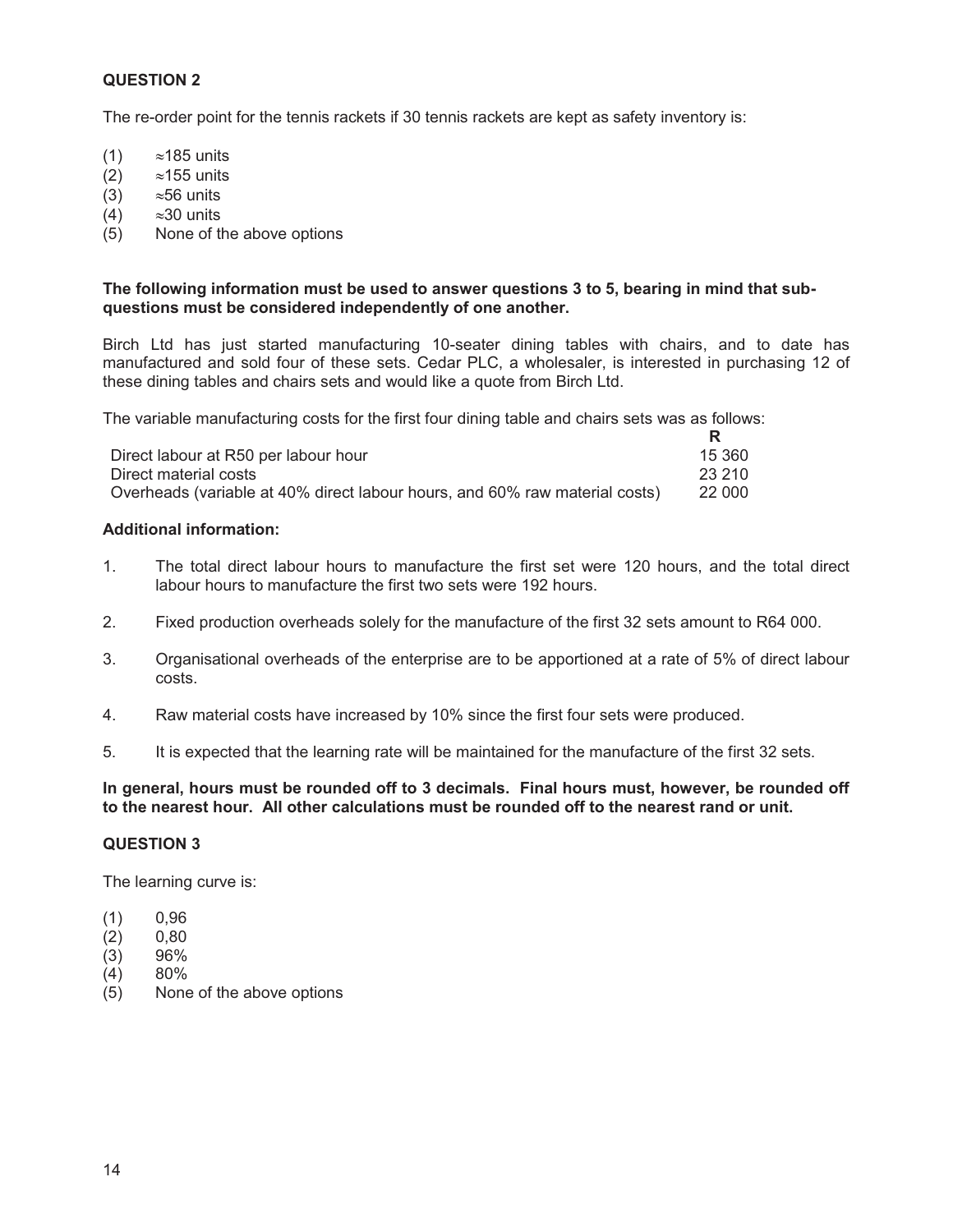**QUESTION 2**

The re-order point for the tennis rackets if 30 tennis rackets are kept as safety inventory is:

(1) ≈185 units
(2) ≈155 units
(3) ≈56 units
(4) ≈30 units
(5) None of the above options

**The following information must be used to answer questions 3 to 5, bearing in mind that sub-questions must be considered independently of one another.**

Birch Ltd has just started manufacturing 10-seater dining tables with chairs, and to date has manufactured and sold four of these sets. Cedar PLC, a wholesaler, is interested in purchasing 12 of these dining tables and chairs sets and would like a quote from Birch Ltd.

The variable manufacturing costs for the first four dining table and chairs sets was as follows:

| | R |
|---|---|
| Direct labour at R50 per labour hour | 15 360 |
| Direct material costs | 23 210 |
| Overheads (variable at 40% direct labour hours, and 60% raw material costs) | 22 000 |

**Additional information:**

1. The total direct labour hours to manufacture the first set were 120 hours, and the total direct labour hours to manufacture the first two sets were 192 hours.

2. Fixed production overheads solely for the manufacture of the first 32 sets amount to R64 000.

3. Organisational overheads of the enterprise are to be apportioned at a rate of 5% of direct labour costs.

4. Raw material costs have increased by 10% since the first four sets were produced.

5. It is expected that the learning rate will be maintained for the manufacture of the first 32 sets.

**In general, hours must be rounded off to 3 decimals. Final hours must, however, be rounded off to the nearest hour. All other calculations must be rounded off to the nearest rand or unit.**

**QUESTION 3**

The learning curve is:

(1) 0,96
(2) 0,80
(3) 96%
(4) 80%
(5) None of the above options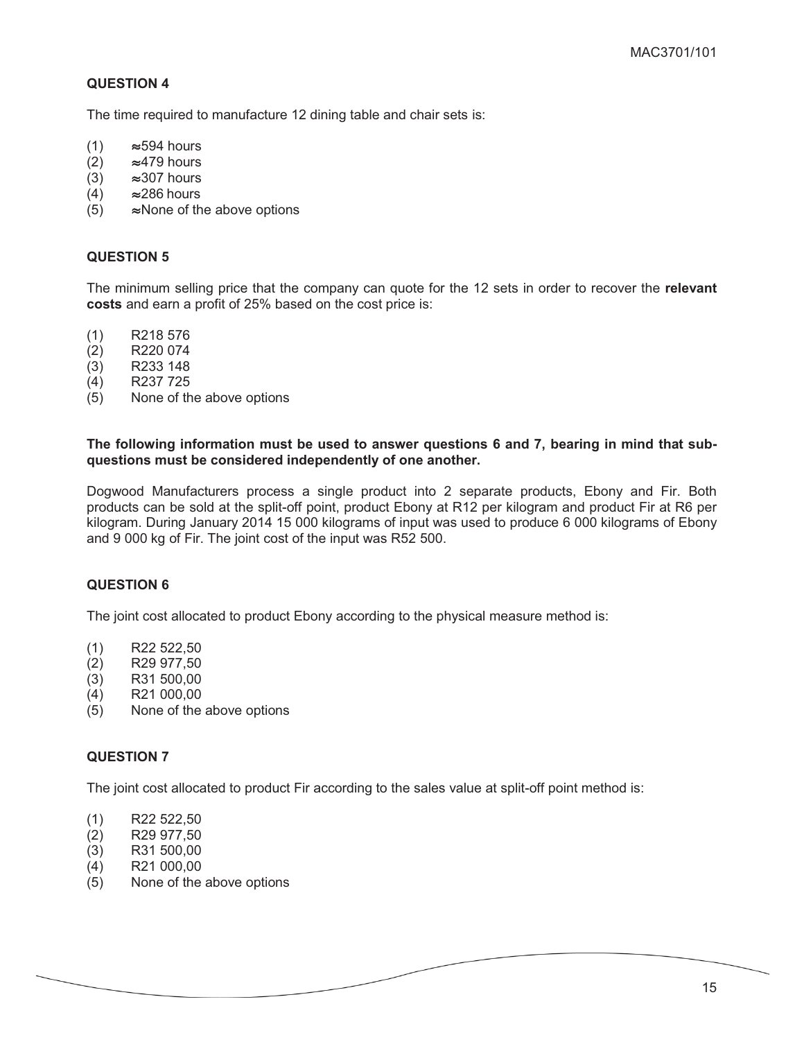### QUESTION 4

The time required to manufacture 12 dining table and chair sets is:

(1) ≈594 hours
(2) ≈479 hours
(3) ≈307 hours
(4) ≈286 hours
(5) ≈None of the above options

### QUESTION 5

The minimum selling price that the company can quote for the 12 sets in order to recover the **relevant costs** and earn a profit of 25% based on the cost price is:

(1) R218 576
(2) R220 074
(3) R233 148
(4) R237 725
(5) None of the above options

**The following information must be used to answer questions 6 and 7, bearing in mind that sub-questions must be considered independently of one another.**

Dogwood Manufacturers process a single product into 2 separate products, Ebony and Fir. Both products can be sold at the split-off point, product Ebony at R12 per kilogram and product Fir at R6 per kilogram. During January 2014 15 000 kilograms of input was used to produce 6 000 kilograms of Ebony and 9 000 kg of Fir. The joint cost of the input was R52 500.

### QUESTION 6

The joint cost allocated to product Ebony according to the physical measure method is:

(1) R22 522,50
(2) R29 977,50
(3) R31 500,00
(4) R21 000,00
(5) None of the above options

### QUESTION 7

The joint cost allocated to product Fir according to the sales value at split-off point method is:

(1) R22 522,50
(2) R29 977,50
(3) R31 500,00
(4) R21 000,00
(5) None of the above options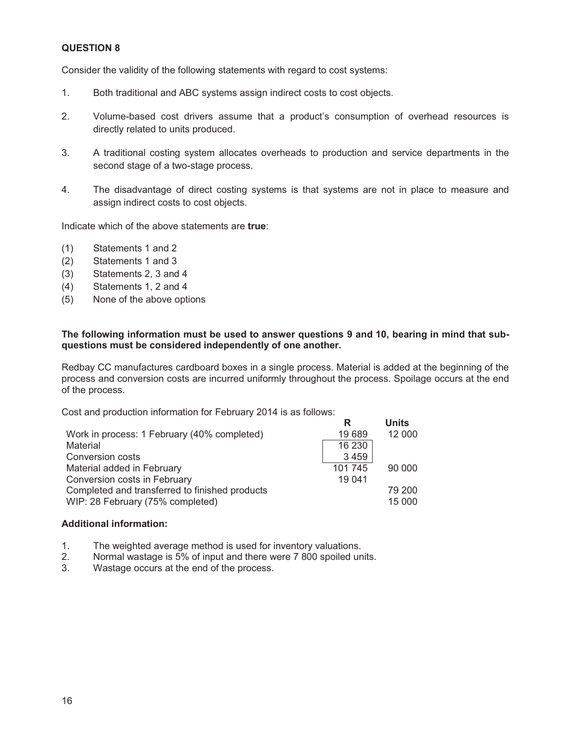**QUESTION 8**

Consider the validity of the following statements with regard to cost systems:

1. Both traditional and ABC systems assign indirect costs to cost objects.
2. Volume-based cost drivers assume that a product's consumption of overhead resources is directly related to units produced.
3. A traditional costing system allocates overheads to production and service departments in the second stage of a two-stage process.
4. The disadvantage of direct costing systems is that systems are not in place to measure and assign indirect costs to cost objects.

Indicate which of the above statements are **true**:

(1) Statements 1 and 2
(2) Statements 1 and 3
(3) Statements 2, 3 and 4
(4) Statements 1, 2 and 4
(5) None of the above options

**The following information must be used to answer questions 9 and 10, bearing in mind that sub-questions must be considered independently of one another.**

Redbay CC manufactures cardboard boxes in a single process. Material is added at the beginning of the process and conversion costs are incurred uniformly throughout the process. Spoilage occurs at the end of the process.

Cost and production information for February 2014 is as follows:

| | R | Units |
|---|---|---|
| Work in process: 1 February (40% completed) | 19 689 | 12 000 |
| Material | 16 230 | |
| Conversion costs | 3 459 | |
| Material added in February | 101 745 | 90 000 |
| Conversion costs in February | 19 041 | |
| Completed and transferred to finished products | | 79 200 |
| WIP: 28 February (75% completed) | | 15 000 |

**Additional information:**

1. The weighted average method is used for inventory valuations.
2. Normal wastage is 5% of input and there were 7 800 spoiled units.
3. Wastage occurs at the end of the process.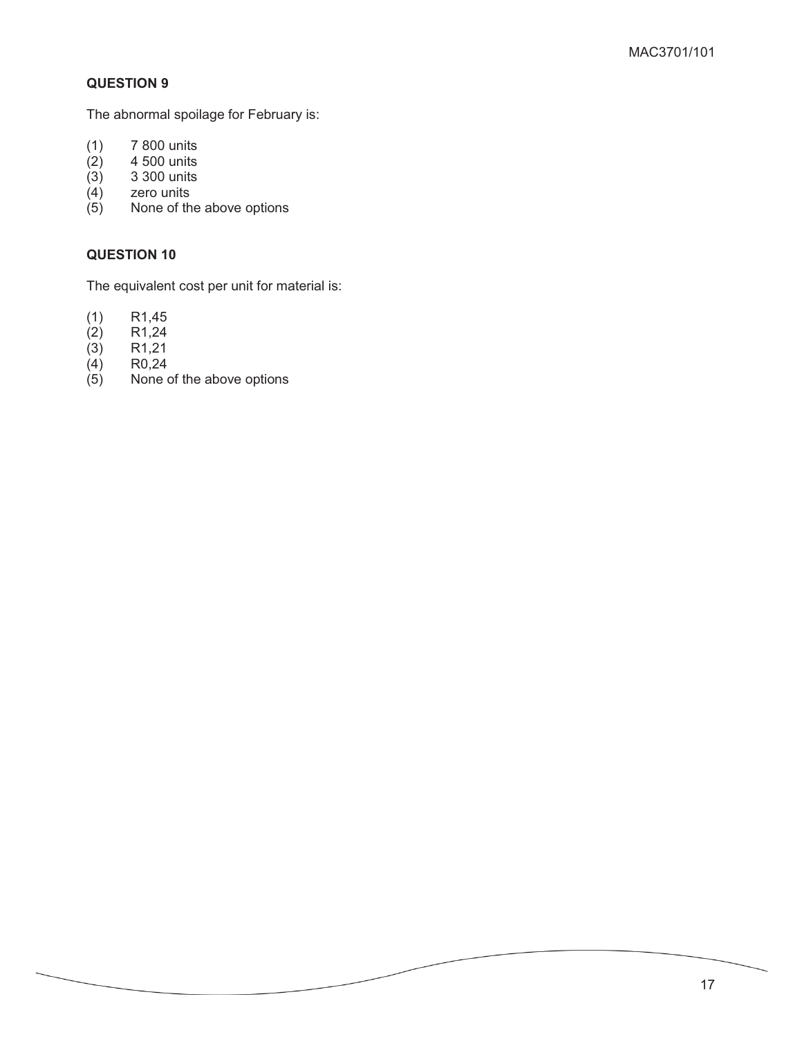### QUESTION 9

The abnormal spoilage for February is:

(1) 7 800 units
(2) 4 500 units
(3) 3 300 units
(4) zero units
(5) None of the above options

### QUESTION 10

The equivalent cost per unit for material is:

(1) R1,45
(2) R1,24
(3) R1,21
(4) R0,24
(5) None of the above options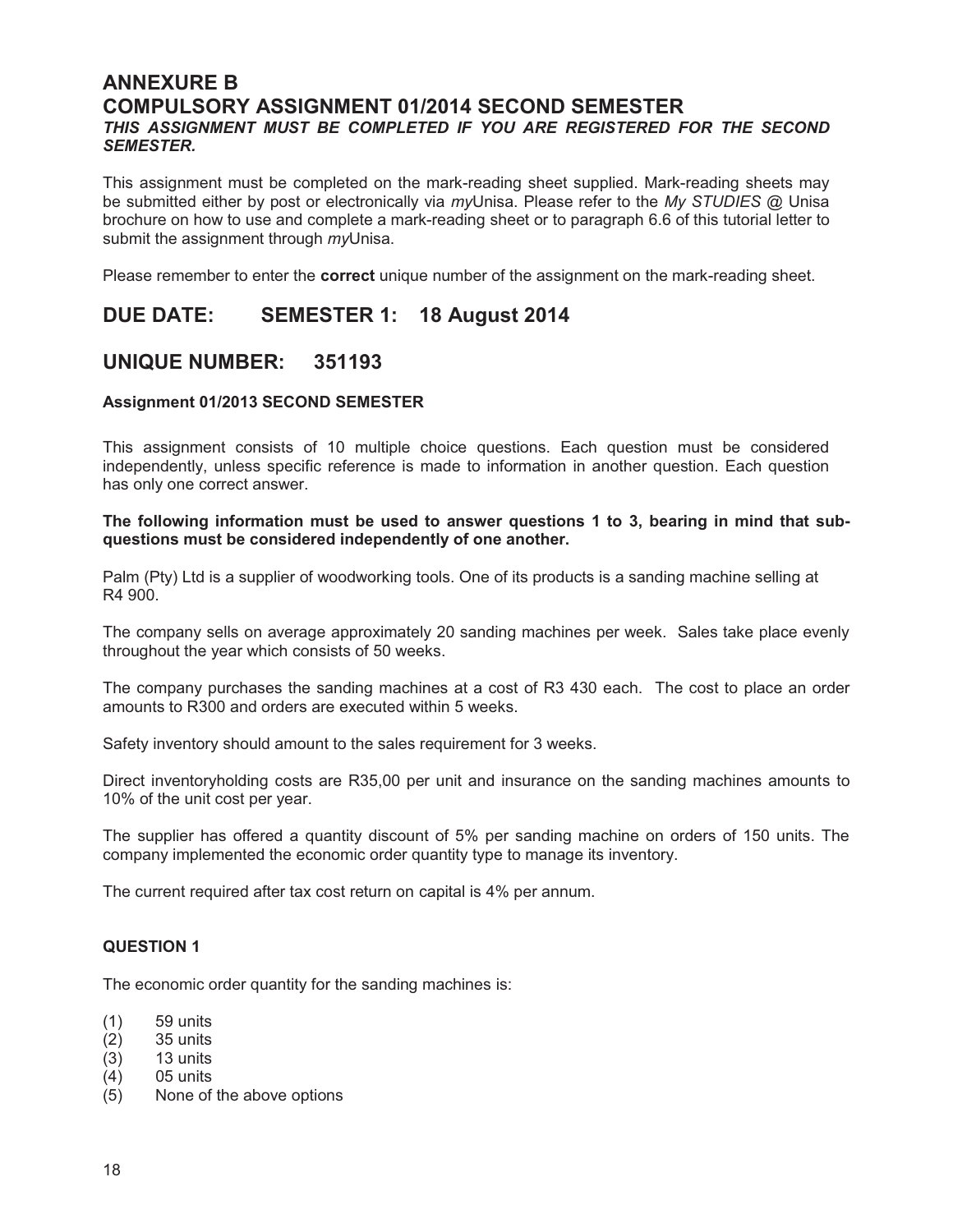# ANNEXURE B
# COMPULSORY ASSIGNMENT 01/2014 SECOND SEMESTER

***THIS ASSIGNMENT MUST BE COMPLETED IF YOU ARE REGISTERED FOR THE SECOND SEMESTER.***

This assignment must be completed on the mark-reading sheet supplied. Mark-reading sheets may be submitted either by post or electronically via *my*Unisa. Please refer to the *My STUDIES* @ Unisa brochure on how to use and complete a mark-reading sheet or to paragraph 6.6 of this tutorial letter to submit the assignment through *my*Unisa.

Please remember to enter the **correct** unique number of the assignment on the mark-reading sheet.

## DUE DATE: SEMESTER 1: 18 August 2014

## UNIQUE NUMBER: 351193

**Assignment 01/2013 SECOND SEMESTER**

This assignment consists of 10 multiple choice questions. Each question must be considered independently, unless specific reference is made to information in another question. Each question has only one correct answer.

**The following information must be used to answer questions 1 to 3, bearing in mind that sub-questions must be considered independently of one another.**

Palm (Pty) Ltd is a supplier of woodworking tools. One of its products is a sanding machine selling at R4 900.

The company sells on average approximately 20 sanding machines per week. Sales take place evenly throughout the year which consists of 50 weeks.

The company purchases the sanding machines at a cost of R3 430 each. The cost to place an order amounts to R300 and orders are executed within 5 weeks.

Safety inventory should amount to the sales requirement for 3 weeks.

Direct inventoryholding costs are R35,00 per unit and insurance on the sanding machines amounts to 10% of the unit cost per year.

The supplier has offered a quantity discount of 5% per sanding machine on orders of 150 units. The company implemented the economic order quantity type to manage its inventory.

The current required after tax cost return on capital is 4% per annum.

**QUESTION 1**

The economic order quantity for the sanding machines is:

(1) 59 units
(2) 35 units
(3) 13 units
(4) 05 units
(5) None of the above options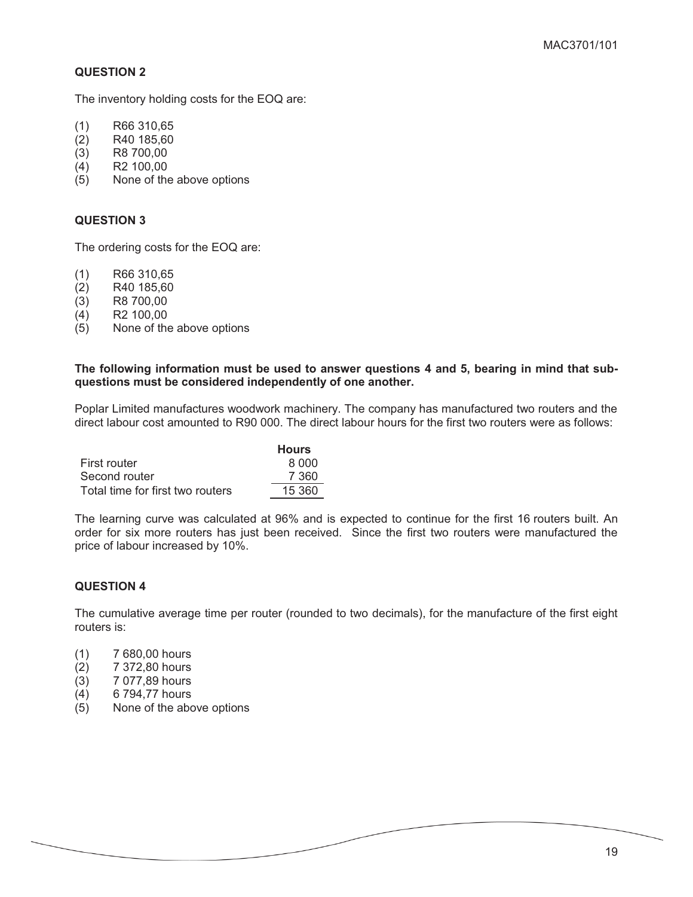## QUESTION 2

The inventory holding costs for the EOQ are:

(1) R66 310,65
(2) R40 185,60
(3) R8 700,00
(4) R2 100,00
(5) None of the above options

## QUESTION 3

The ordering costs for the EOQ are:

(1) R66 310,65
(2) R40 185,60
(3) R8 700,00
(4) R2 100,00
(5) None of the above options

**The following information must be used to answer questions 4 and 5, bearing in mind that sub-questions must be considered independently of one another.**

Poplar Limited manufactures woodwork machinery. The company has manufactured two routers and the direct labour cost amounted to R90 000. The direct labour hours for the first two routers were as follows:

| | Hours |
|---|---|
| First router | 8 000 |
| Second router | 7 360 |
| Total time for first two routers | 15 360 |

The learning curve was calculated at 96% and is expected to continue for the first 16 routers built. An order for six more routers has just been received. Since the first two routers were manufactured the price of labour increased by 10%.

## QUESTION 4

The cumulative average time per router (rounded to two decimals), for the manufacture of the first eight routers is:

(1) 7 680,00 hours
(2) 7 372,80 hours
(3) 7 077,89 hours
(4) 6 794,77 hours
(5) None of the above options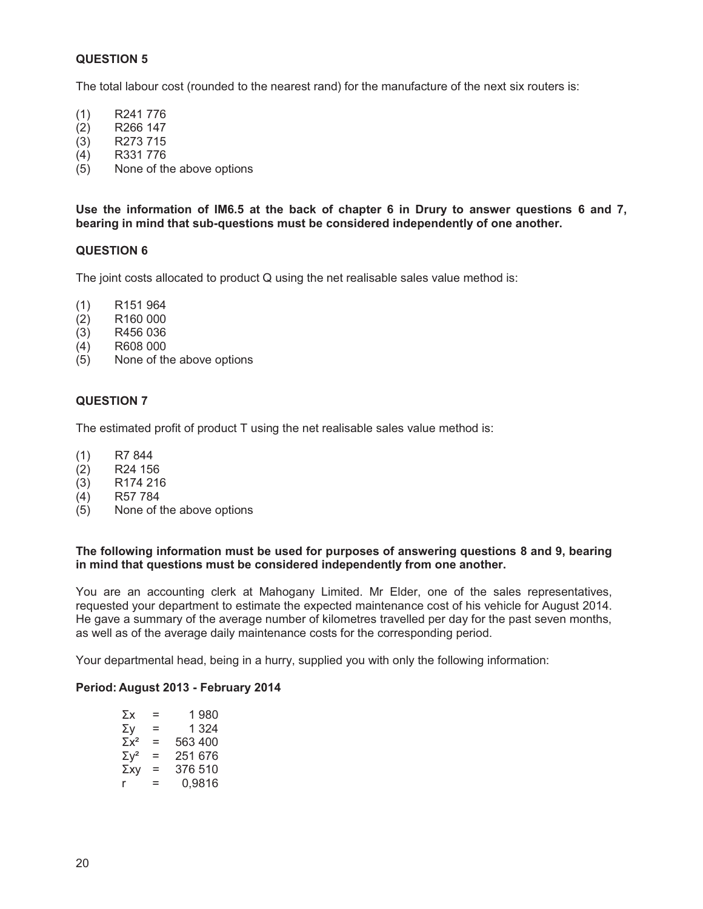**QUESTION 5**

The total labour cost (rounded to the nearest rand) for the manufacture of the next six routers is:

(1) R241 776
(2) R266 147
(3) R273 715
(4) R331 776
(5) None of the above options

**Use the information of IM6.5 at the back of chapter 6 in Drury to answer questions 6 and 7, bearing in mind that sub-questions must be considered independently of one another.**

**QUESTION 6**

The joint costs allocated to product Q using the net realisable sales value method is:

(1) R151 964
(2) R160 000
(3) R456 036
(4) R608 000
(5) None of the above options

**QUESTION 7**

The estimated profit of product T using the net realisable sales value method is:

(1) R7 844
(2) R24 156
(3) R174 216
(4) R57 784
(5) None of the above options

**The following information must be used for purposes of answering questions 8 and 9, bearing in mind that questions must be considered independently from one another.**

You are an accounting clerk at Mahogany Limited. Mr Elder, one of the sales representatives, requested your department to estimate the expected maintenance cost of his vehicle for August 2014. He gave a summary of the average number of kilometres travelled per day for the past seven months, as well as of the average daily maintenance costs for the corresponding period.

Your departmental head, being in a hurry, supplied you with only the following information:

**Period: August 2013 - February 2014**

$\Sigma x$ = 1 980
$\Sigma y$ = 1 324
$\Sigma x^2$ = 563 400
$\Sigma y^2$ = 251 676
$\Sigma xy$ = 376 510
$r$ = 0,9816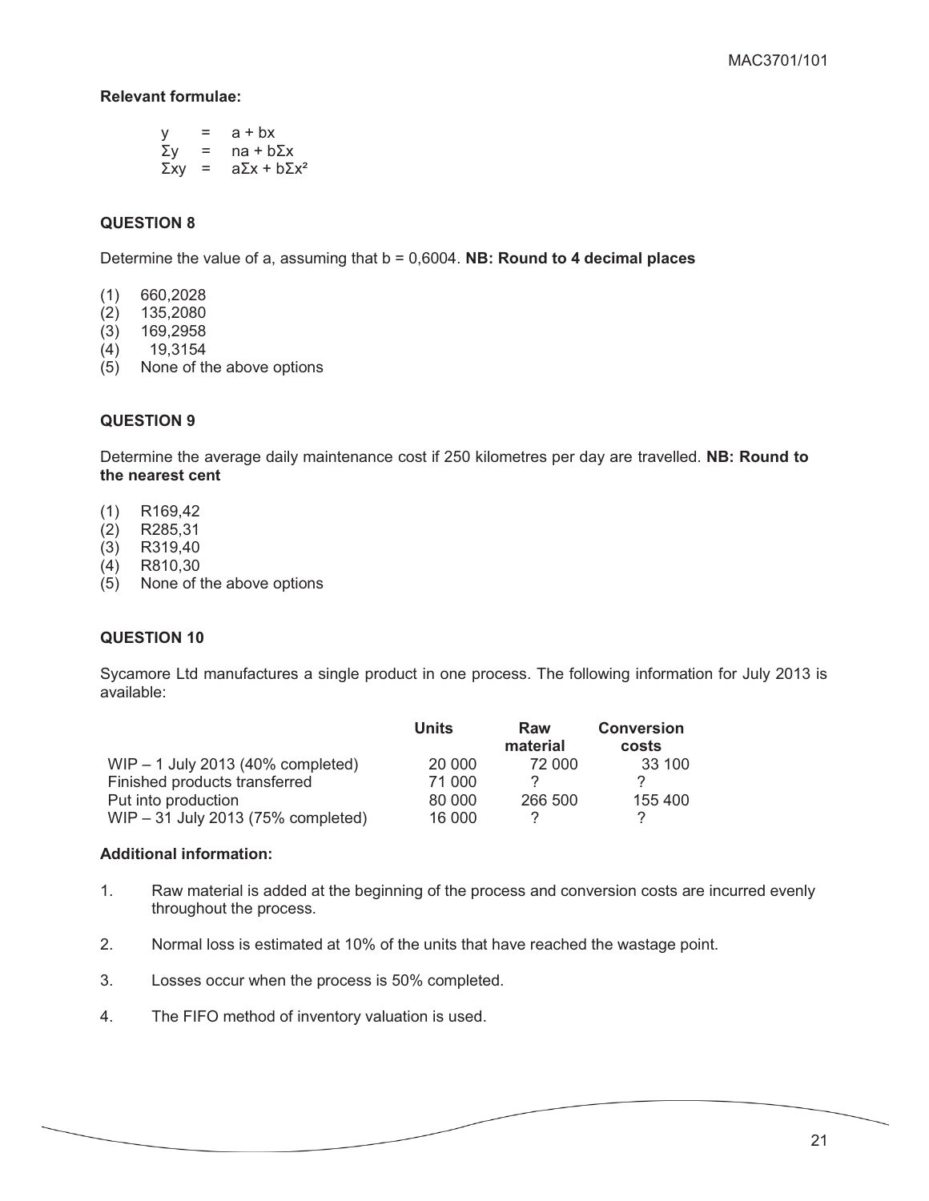**Relevant formulae:**

$$y = a + bx$$
$$\Sigma y = na + b\Sigma x$$
$$\Sigma xy = a\Sigma x + b\Sigma x^2$$

## QUESTION 8

Determine the value of a, assuming that b = 0,6004. **NB: Round to 4 decimal places**

(1) 660,2028
(2) 135,2080
(3) 169,2958
(4) 19,3154
(5) None of the above options

## QUESTION 9

Determine the average daily maintenance cost if 250 kilometres per day are travelled. **NB: Round to the nearest cent**

(1) R169,42
(2) R285,31
(3) R319,40
(4) R810,30
(5) None of the above options

## QUESTION 10

Sycamore Ltd manufactures a single product in one process. The following information for July 2013 is available:

| | Units | Raw material | Conversion costs |
|---|---|---|---|
| WIP – 1 July 2013 (40% completed) | 20 000 | 72 000 | 33 100 |
| Finished products transferred | 71 000 | ? | ? |
| Put into production | 80 000 | 266 500 | 155 400 |
| WIP – 31 July 2013 (75% completed) | 16 000 | ? | ? |

**Additional information:**

1. Raw material is added at the beginning of the process and conversion costs are incurred evenly throughout the process.
2. Normal loss is estimated at 10% of the units that have reached the wastage point.
3. Losses occur when the process is 50% completed.
4. The FIFO method of inventory valuation is used.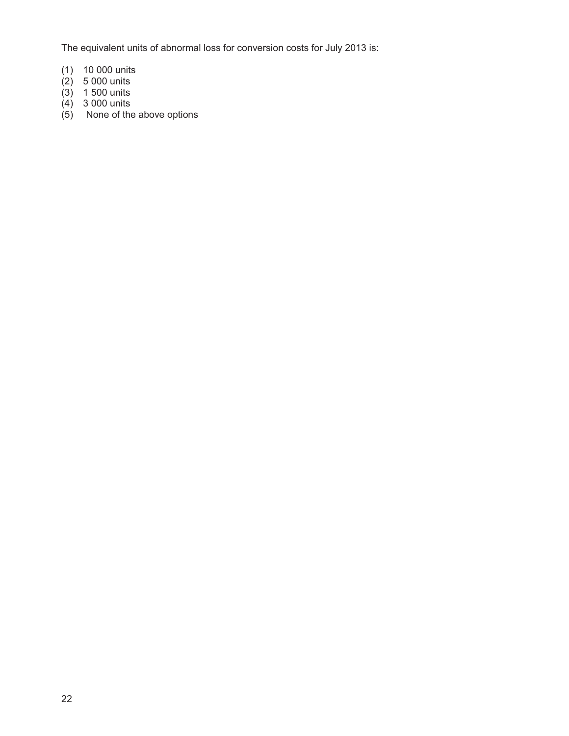The equivalent units of abnormal loss for conversion costs for July 2013 is:

(1) 10 000 units
(2) 5 000 units
(3) 1 500 units
(4) 3 000 units
(5) None of the above options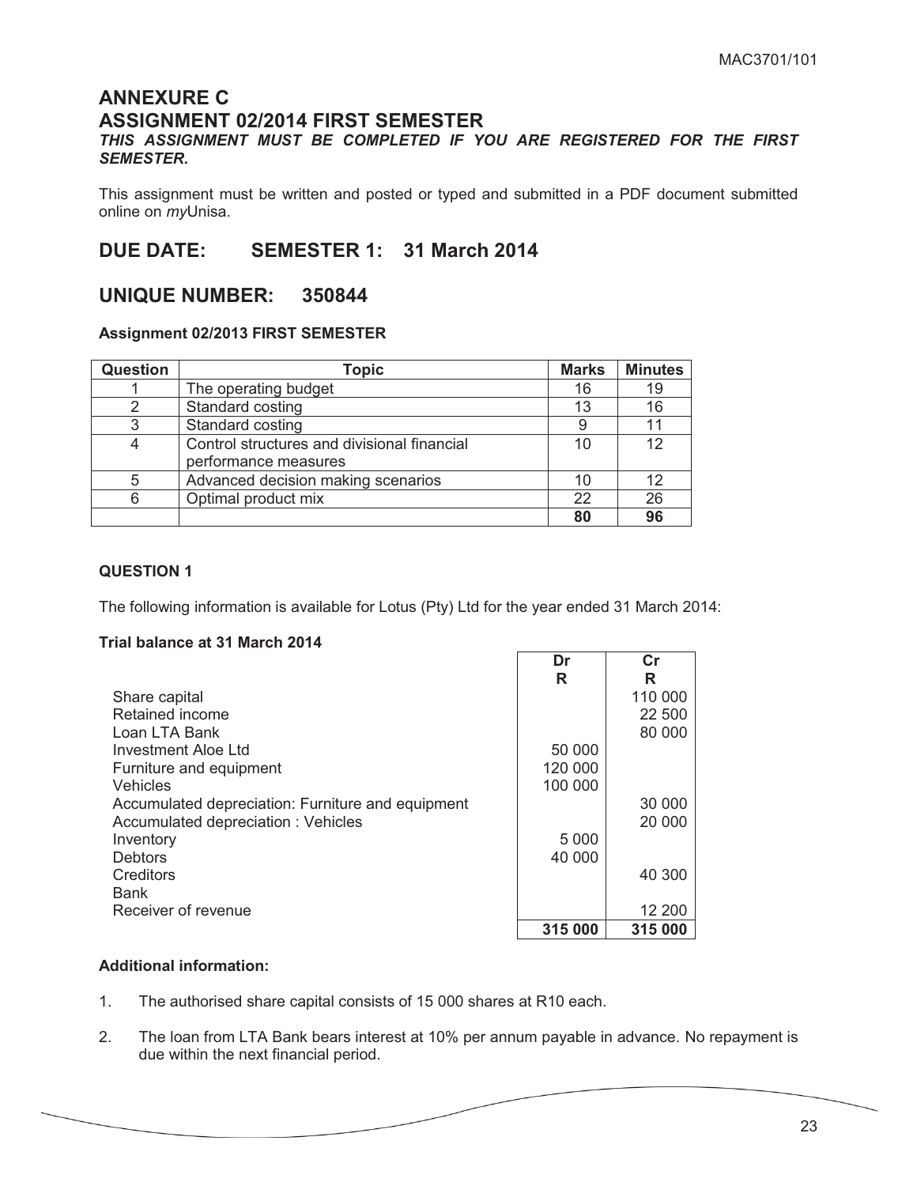# ANNEXURE C

# ASSIGNMENT 02/2014 FIRST SEMESTER

***THIS ASSIGNMENT MUST BE COMPLETED IF YOU ARE REGISTERED FOR THE FIRST SEMESTER.***

This assignment must be written and posted or typed and submitted in a PDF document submitted online on *my*Unisa.

## DUE DATE: SEMESTER 1: 31 March 2014

## UNIQUE NUMBER: 350844

**Assignment 02/2013 FIRST SEMESTER**

| Question | Topic | Marks | Minutes |
|---|---|---|---|
| 1 | The operating budget | 16 | 19 |
| 2 | Standard costing | 13 | 16 |
| 3 | Standard costing | 9 | 11 |
| 4 | Control structures and divisional financial performance measures | 10 | 12 |
| 5 | Advanced decision making scenarios | 10 | 12 |
| 6 | Optimal product mix | 22 | 26 |
| | | **80** | **96** |

**QUESTION 1**

The following information is available for Lotus (Pty) Ltd for the year ended 31 March 2014:

**Trial balance at 31 March 2014**

| | Dr<br>R | Cr<br>R |
|---|---|---|
| Share capital | | 110 000 |
| Retained income | | 22 500 |
| Loan LTA Bank | | 80 000 |
| Investment Aloe Ltd | 50 000 | |
| Furniture and equipment | 120 000 | |
| Vehicles | 100 000 | |
| Accumulated depreciation: Furniture and equipment | | 30 000 |
| Accumulated depreciation : Vehicles | | 20 000 |
| Inventory | 5 000 | |
| Debtors | 40 000 | |
| Creditors | | 40 300 |
| Bank | | |
| Receiver of revenue | | 12 200 |
| | **315 000** | **315 000** |

**Additional information:**

1. The authorised share capital consists of 15 000 shares at R10 each.

2. The loan from LTA Bank bears interest at 10% per annum payable in advance. No repayment is due within the next financial period.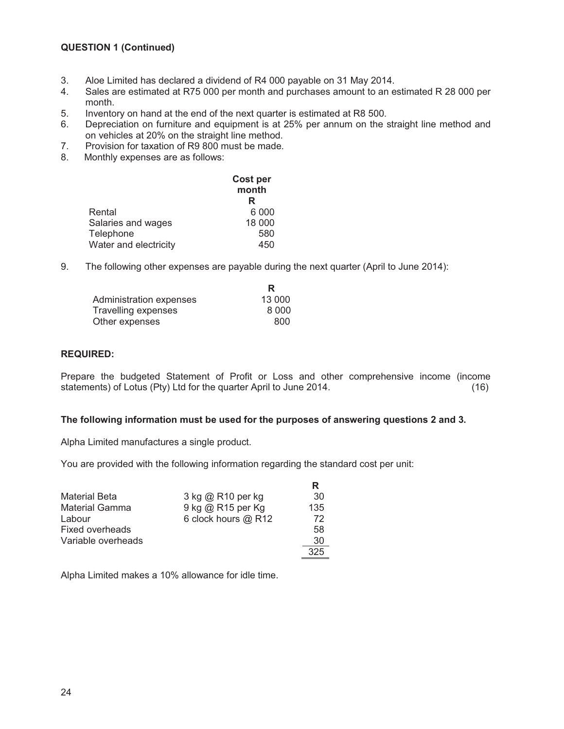**QUESTION 1 (Continued)**

3. Aloe Limited has declared a dividend of R4 000 payable on 31 May 2014.
4. Sales are estimated at R75 000 per month and purchases amount to an estimated R 28 000 per month.
5. Inventory on hand at the end of the next quarter is estimated at R8 500.
6. Depreciation on furniture and equipment is at 25% per annum on the straight line method and on vehicles at 20% on the straight line method.
7. Provision for taxation of R9 800 must be made.
8. Monthly expenses are as follows:

| | Cost per month R |
|---|---|
| Rental | 6 000 |
| Salaries and wages | 18 000 |
| Telephone | 580 |
| Water and electricity | 450 |

9. The following other expenses are payable during the next quarter (April to June 2014):

| | R |
|---|---|
| Administration expenses | 13 000 |
| Travelling expenses | 8 000 |
| Other expenses | 800 |

**REQUIRED:**

Prepare the budgeted Statement of Profit or Loss and other comprehensive income (income statements) of Lotus (Pty) Ltd for the quarter April to June 2014. (16)

**The following information must be used for the purposes of answering questions 2 and 3.**

Alpha Limited manufactures a single product.

You are provided with the following information regarding the standard cost per unit:

| | | R |
|---|---|---|
| Material Beta | 3 kg @ R10 per kg | 30 |
| Material Gamma | 9 kg @ R15 per Kg | 135 |
| Labour | 6 clock hours @ R12 | 72 |
| Fixed overheads | | 58 |
| Variable overheads | | 30 |
| | | 325 |

Alpha Limited makes a 10% allowance for idle time.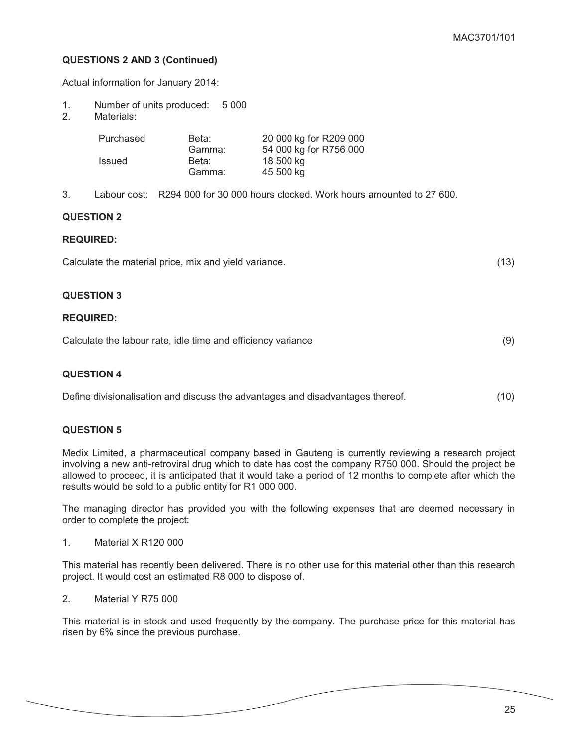**QUESTIONS 2 AND 3 (Continued)**

Actual information for January 2014:

1. Number of units produced: 5 000
2. Materials:

| | | |
|---|---|---|
| Purchased | Beta: | 20 000 kg for R209 000 |
| | Gamma: | 54 000 kg for R756 000 |
| Issued | Beta: | 18 500 kg |
| | Gamma: | 45 500 kg |

3. Labour cost: R294 000 for 30 000 hours clocked. Work hours amounted to 27 600.

**QUESTION 2**

**REQUIRED:**

Calculate the material price, mix and yield variance. (13)

**QUESTION 3**

**REQUIRED:**

Calculate the labour rate, idle time and efficiency variance (9)

**QUESTION 4**

Define divisionalisation and discuss the advantages and disadvantages thereof. (10)

**QUESTION 5**

Medix Limited, a pharmaceutical company based in Gauteng is currently reviewing a research project involving a new anti-retroviral drug which to date has cost the company R750 000. Should the project be allowed to proceed, it is anticipated that it would take a period of 12 months to complete after which the results would be sold to a public entity for R1 000 000.

The managing director has provided you with the following expenses that are deemed necessary in order to complete the project:

1. Material X R120 000

This material has recently been delivered. There is no other use for this material other than this research project. It would cost an estimated R8 000 to dispose of.

2. Material Y R75 000

This material is in stock and used frequently by the company. The purchase price for this material has risen by 6% since the previous purchase.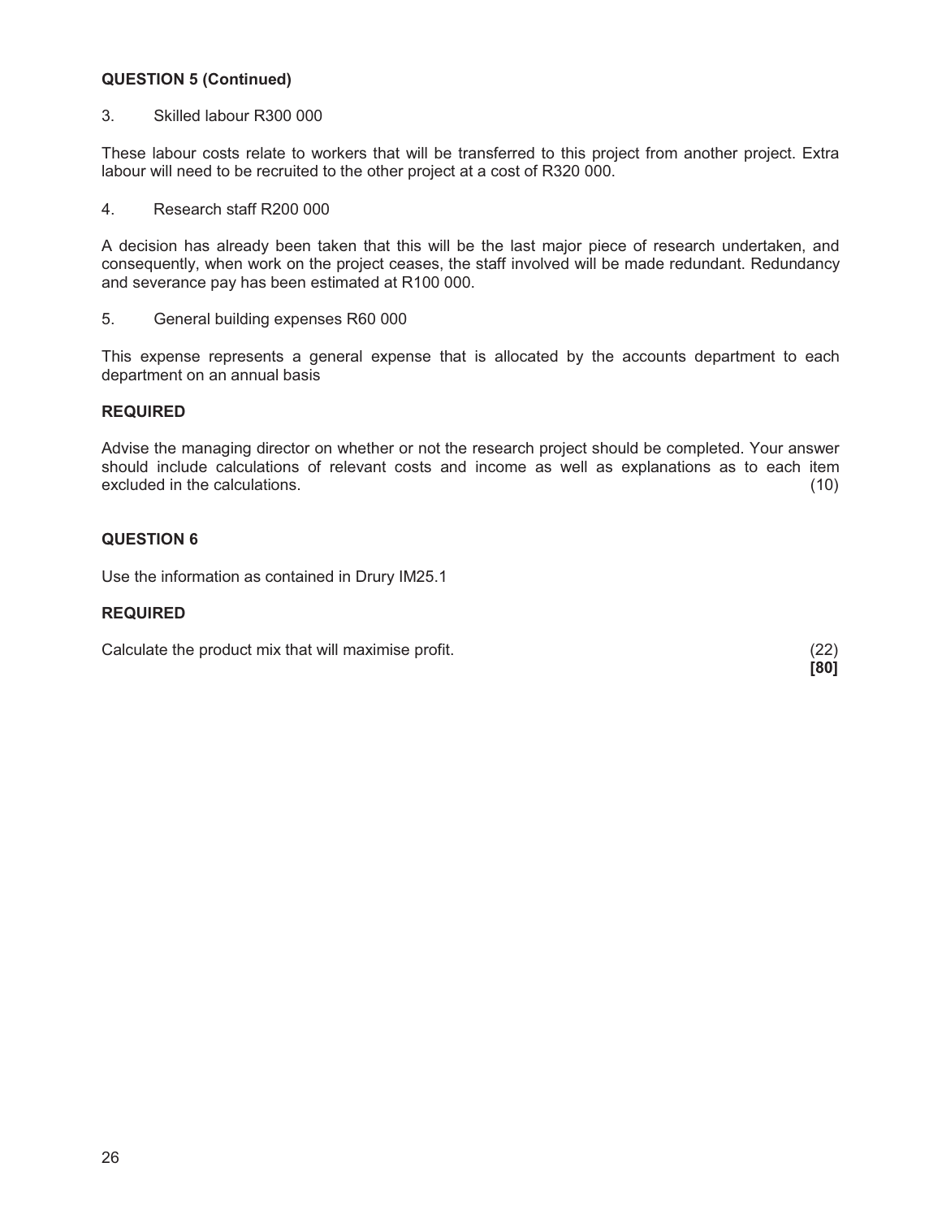**QUESTION 5 (Continued)**

3. Skilled labour R300 000

These labour costs relate to workers that will be transferred to this project from another project. Extra labour will need to be recruited to the other project at a cost of R320 000.

4. Research staff R200 000

A decision has already been taken that this will be the last major piece of research undertaken, and consequently, when work on the project ceases, the staff involved will be made redundant. Redundancy and severance pay has been estimated at R100 000.

5. General building expenses R60 000

This expense represents a general expense that is allocated by the accounts department to each department on an annual basis

**REQUIRED**

Advise the managing director on whether or not the research project should be completed. Your answer should include calculations of relevant costs and income as well as explanations as to each item excluded in the calculations. (10)

**QUESTION 6**

Use the information as contained in Drury IM25.1

**REQUIRED**

Calculate the product mix that will maximise profit. (22)

**[80]**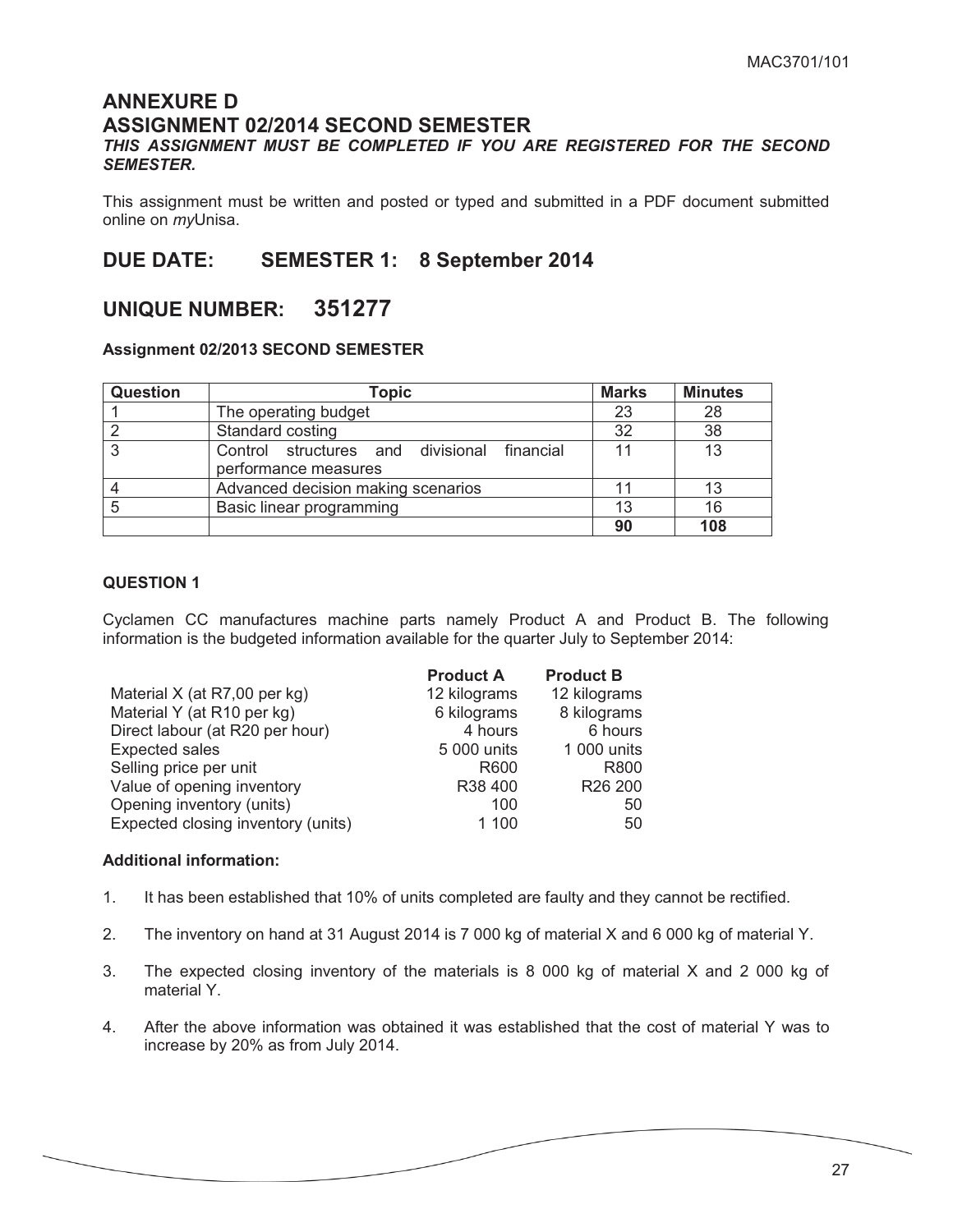## ANNEXURE D
## ASSIGNMENT 02/2014 SECOND SEMESTER

***THIS ASSIGNMENT MUST BE COMPLETED IF YOU ARE REGISTERED FOR THE SECOND SEMESTER.***

This assignment must be written and posted or typed and submitted in a PDF document submitted online on *my*Unisa.

## DUE DATE: SEMESTER 1: 8 September 2014

## UNIQUE NUMBER: 351277

**Assignment 02/2013 SECOND SEMESTER**

| Question | Topic | Marks | Minutes |
|---|---|---|---|
| 1 | The operating budget | 23 | 28 |
| 2 | Standard costing | 32 | 38 |
| 3 | Control structures and divisional financial performance measures | 11 | 13 |
| 4 | Advanced decision making scenarios | 11 | 13 |
| 5 | Basic linear programming | 13 | 16 |
| | | **90** | **108** |

**QUESTION 1**

Cyclamen CC manufactures machine parts namely Product A and Product B. The following information is the budgeted information available for the quarter July to September 2014:

| | Product A | Product B |
|---|---|---|
| Material X (at R7,00 per kg) | 12 kilograms | 12 kilograms |
| Material Y (at R10 per kg) | 6 kilograms | 8 kilograms |
| Direct labour (at R20 per hour) | 4 hours | 6 hours |
| Expected sales | 5 000 units | 1 000 units |
| Selling price per unit | R600 | R800 |
| Value of opening inventory | R38 400 | R26 200 |
| Opening inventory (units) | 100 | 50 |
| Expected closing inventory (units) | 1 100 | 50 |

**Additional information:**

1. It has been established that 10% of units completed are faulty and they cannot be rectified.
2. The inventory on hand at 31 August 2014 is 7 000 kg of material X and 6 000 kg of material Y.
3. The expected closing inventory of the materials is 8 000 kg of material X and 2 000 kg of material Y.
4. After the above information was obtained it was established that the cost of material Y was to increase by 20% as from July 2014.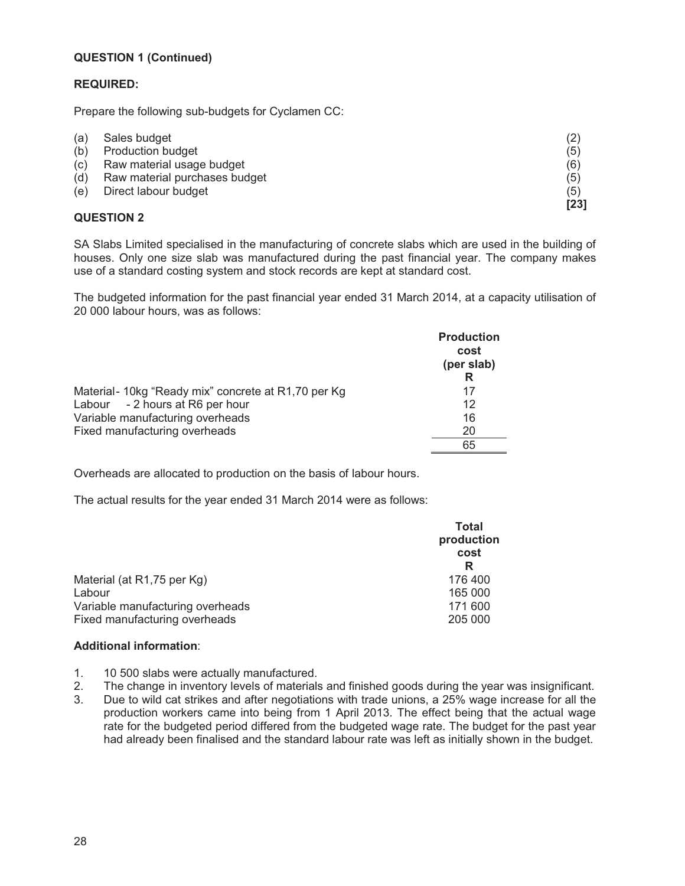**QUESTION 1 (Continued)**

**REQUIRED:**

Prepare the following sub-budgets for Cyclamen CC:

| | | |
|---|---|---|
| (a) | Sales budget | (2) |
| (b) | Production budget | (5) |
| (c) | Raw material usage budget | (6) |
| (d) | Raw material purchases budget | (5) |
| (e) | Direct labour budget | (5) |
| | | **[23]** |

**QUESTION 2**

SA Slabs Limited specialised in the manufacturing of concrete slabs which are used in the building of houses. Only one size slab was manufactured during the past financial year. The company makes use of a standard costing system and stock records are kept at standard cost.

The budgeted information for the past financial year ended 31 March 2014, at a capacity utilisation of 20 000 labour hours, was as follows:

| | **Production cost (per slab)** |
|---|---|
| | **R** |
| Material - 10kg "Ready mix" concrete at R1,70 per Kg | 17 |
| Labour - 2 hours at R6 per hour | 12 |
| Variable manufacturing overheads | 16 |
| Fixed manufacturing overheads | 20 |
| | 65 |

Overheads are allocated to production on the basis of labour hours.

The actual results for the year ended 31 March 2014 were as follows:

| | **Total production cost** |
|---|---|
| | **R** |
| Material (at R1,75 per Kg) | 176 400 |
| Labour | 165 000 |
| Variable manufacturing overheads | 171 600 |
| Fixed manufacturing overheads | 205 000 |

**Additional information**:

1. 10 500 slabs were actually manufactured.
2. The change in inventory levels of materials and finished goods during the year was insignificant.
3. Due to wild cat strikes and after negotiations with trade unions, a 25% wage increase for all the production workers came into being from 1 April 2013. The effect being that the actual wage rate for the budgeted period differed from the budgeted wage rate. The budget for the past year had already been finalised and the standard labour rate was left as initially shown in the budget.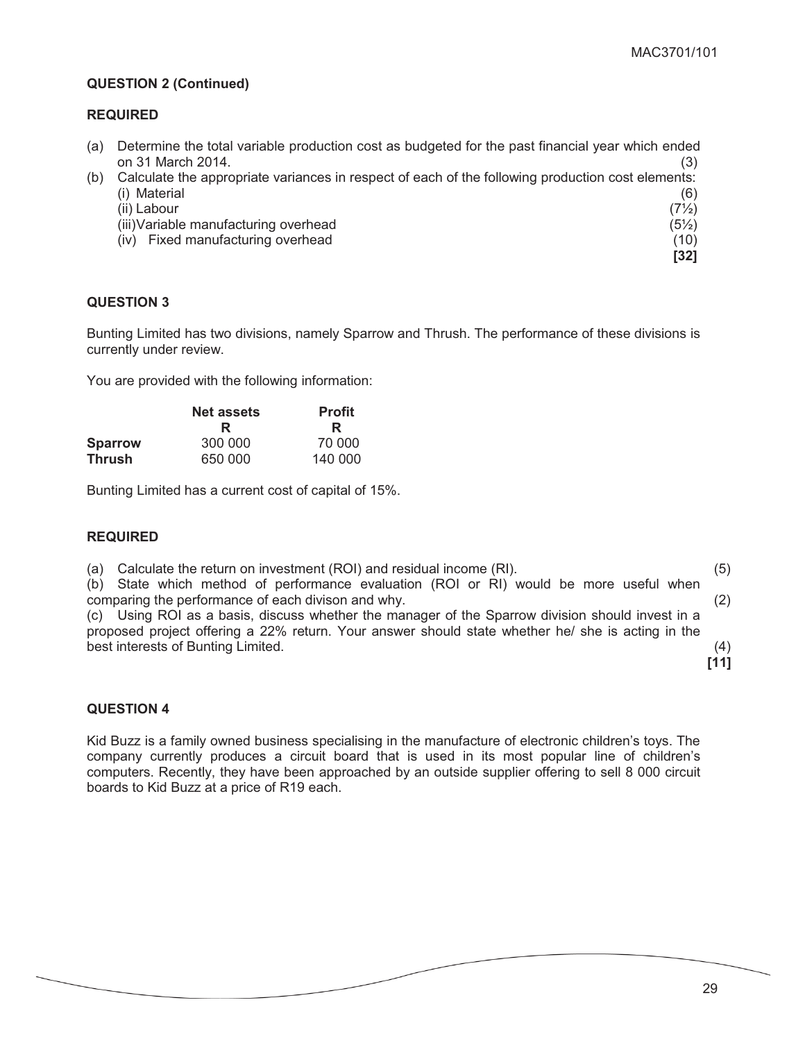**QUESTION 2 (Continued)**

**REQUIRED**

(a) Determine the total variable production cost as budgeted for the past financial year which ended on 31 March 2014. (3)

(b) Calculate the appropriate variances in respect of each of the following production cost elements:
- (i) Material (6)
- (ii) Labour (7½)
- (iii) Variable manufacturing overhead (5½)
- (iv) Fixed manufacturing overhead (10)

**[32]**

**QUESTION 3**

Bunting Limited has two divisions, namely Sparrow and Thrush. The performance of these divisions is currently under review.

You are provided with the following information:

| | Net assets | Profit |
|---|---|---|
| | R | R |
| **Sparrow** | 300 000 | 70 000 |
| **Thrush** | 650 000 | 140 000 |

Bunting Limited has a current cost of capital of 15%.

**REQUIRED**

(a) Calculate the return on investment (ROI) and residual income (RI). (5)

(b) State which method of performance evaluation (ROI or RI) would be more useful when comparing the performance of each divison and why. (2)

(c) Using ROI as a basis, discuss whether the manager of the Sparrow division should invest in a proposed project offering a 22% return. Your answer should state whether he/ she is acting in the best interests of Bunting Limited. (4)

**[11]**

**QUESTION 4**

Kid Buzz is a family owned business specialising in the manufacture of electronic children's toys. The company currently produces a circuit board that is used in its most popular line of children's computers. Recently, they have been approached by an outside supplier offering to sell 8 000 circuit boards to Kid Buzz at a price of R19 each.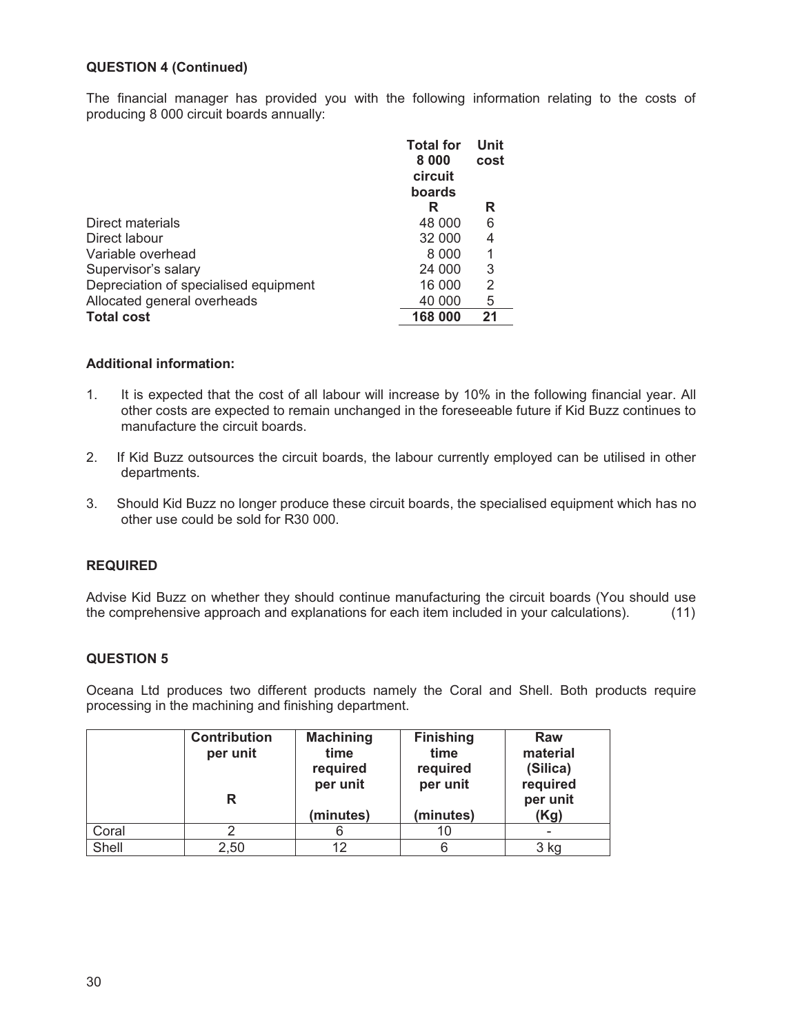**QUESTION 4 (Continued)**

The financial manager has provided you with the following information relating to the costs of producing 8 000 circuit boards annually:

| | Total for 8 000 circuit boards | Unit cost |
|---|---|---|
| | R | R |
| Direct materials | 48 000 | 6 |
| Direct labour | 32 000 | 4 |
| Variable overhead | 8 000 | 1 |
| Supervisor's salary | 24 000 | 3 |
| Depreciation of specialised equipment | 16 000 | 2 |
| Allocated general overheads | 40 000 | 5 |
| **Total cost** | **168 000** | **21** |

**Additional information:**

1. It is expected that the cost of all labour will increase by 10% in the following financial year. All other costs are expected to remain unchanged in the foreseeable future if Kid Buzz continues to manufacture the circuit boards.
2. If Kid Buzz outsources the circuit boards, the labour currently employed can be utilised in other departments.
3. Should Kid Buzz no longer produce these circuit boards, the specialised equipment which has no other use could be sold for R30 000.

**REQUIRED**

Advise Kid Buzz on whether they should continue manufacturing the circuit boards (You should use the comprehensive approach and explanations for each item included in your calculations). (11)

**QUESTION 5**

Oceana Ltd produces two different products namely the Coral and Shell. Both products require processing in the machining and finishing department.

| | Contribution per unit | Machining time required per unit | Finishing time required per unit | Raw material (Silica) required per unit |
|---|---|---|---|---|
| | R | (minutes) | (minutes) | (Kg) |
| Coral | 2 | 6 | 10 | - |
| Shell | 2,50 | 12 | 6 | 3 kg |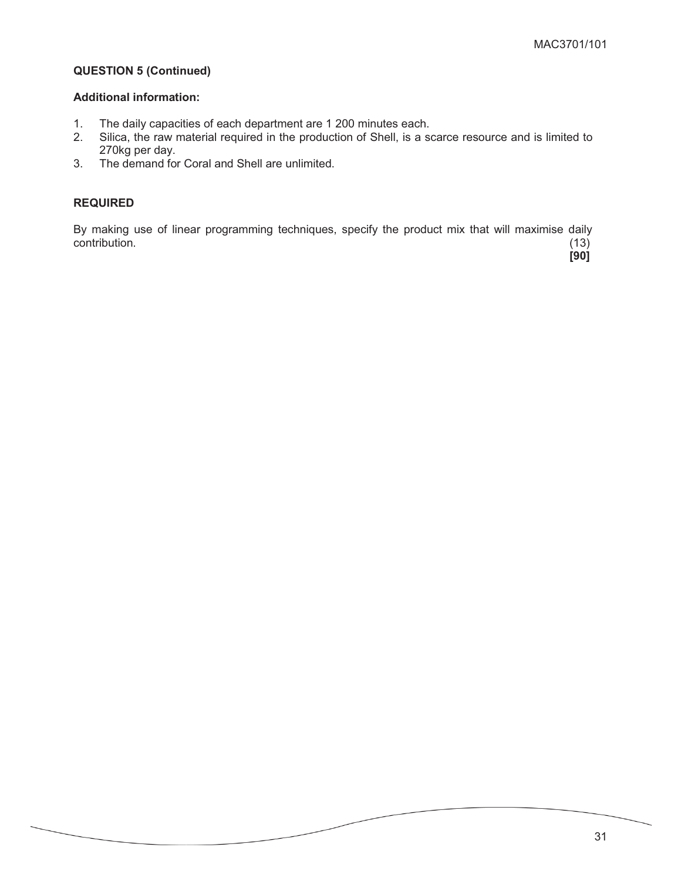**QUESTION 5 (Continued)**

**Additional information:**

1. The daily capacities of each department are 1 200 minutes each.
2. Silica, the raw material required in the production of Shell, is a scarce resource and is limited to 270kg per day.
3. The demand for Coral and Shell are unlimited.

**REQUIRED**

By making use of linear programming techniques, specify the product mix that will maximise daily contribution. (13)

**[90]**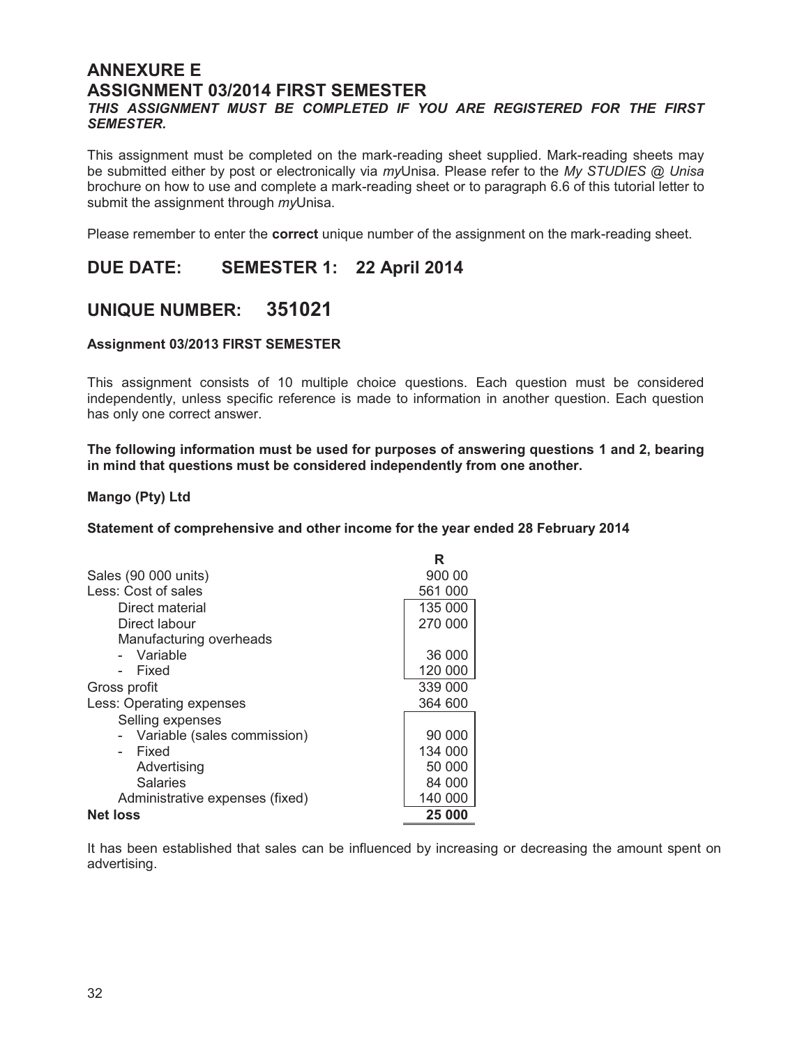# ANNEXURE E

# ASSIGNMENT 03/2014 FIRST SEMESTER

***THIS ASSIGNMENT MUST BE COMPLETED IF YOU ARE REGISTERED FOR THE FIRST SEMESTER.***

This assignment must be completed on the mark-reading sheet supplied. Mark-reading sheets may be submitted either by post or electronically via *my*Unisa. Please refer to the *My STUDIES @ Unisa* brochure on how to use and complete a mark-reading sheet or to paragraph 6.6 of this tutorial letter to submit the assignment through *my*Unisa.

Please remember to enter the **correct** unique number of the assignment on the mark-reading sheet.

## DUE DATE: SEMESTER 1: 22 April 2014

## UNIQUE NUMBER: 351021

**Assignment 03/2013 FIRST SEMESTER**

This assignment consists of 10 multiple choice questions. Each question must be considered independently, unless specific reference is made to information in another question. Each question has only one correct answer.

**The following information must be used for purposes of answering questions 1 and 2, bearing in mind that questions must be considered independently from one another.**

**Mango (Pty) Ltd**

**Statement of comprehensive and other income for the year ended 28 February 2014**

| | | R |
|---|---|---|
| Sales (90 000 units) | | 900 00 |
| Less: Cost of sales | | 561 000 |
| Direct material | 135 000 | |
| Direct labour | 270 000 | |
| Manufacturing overheads | | |
| - Variable | 36 000 | |
| - Fixed | 120 000 | |
| Gross profit | | 339 000 |
| Less: Operating expenses | | 364 600 |
| Selling expenses | | |
| - Variable (sales commission) | 90 000 | |
| - Fixed | 134 000 | |
| Advertising | 50 000 | |
| Salaries | 84 000 | |
| Administrative expenses (fixed) | 140 000 | |
| **Net loss** | | **25 000** |

It has been established that sales can be influenced by increasing or decreasing the amount spent on advertising.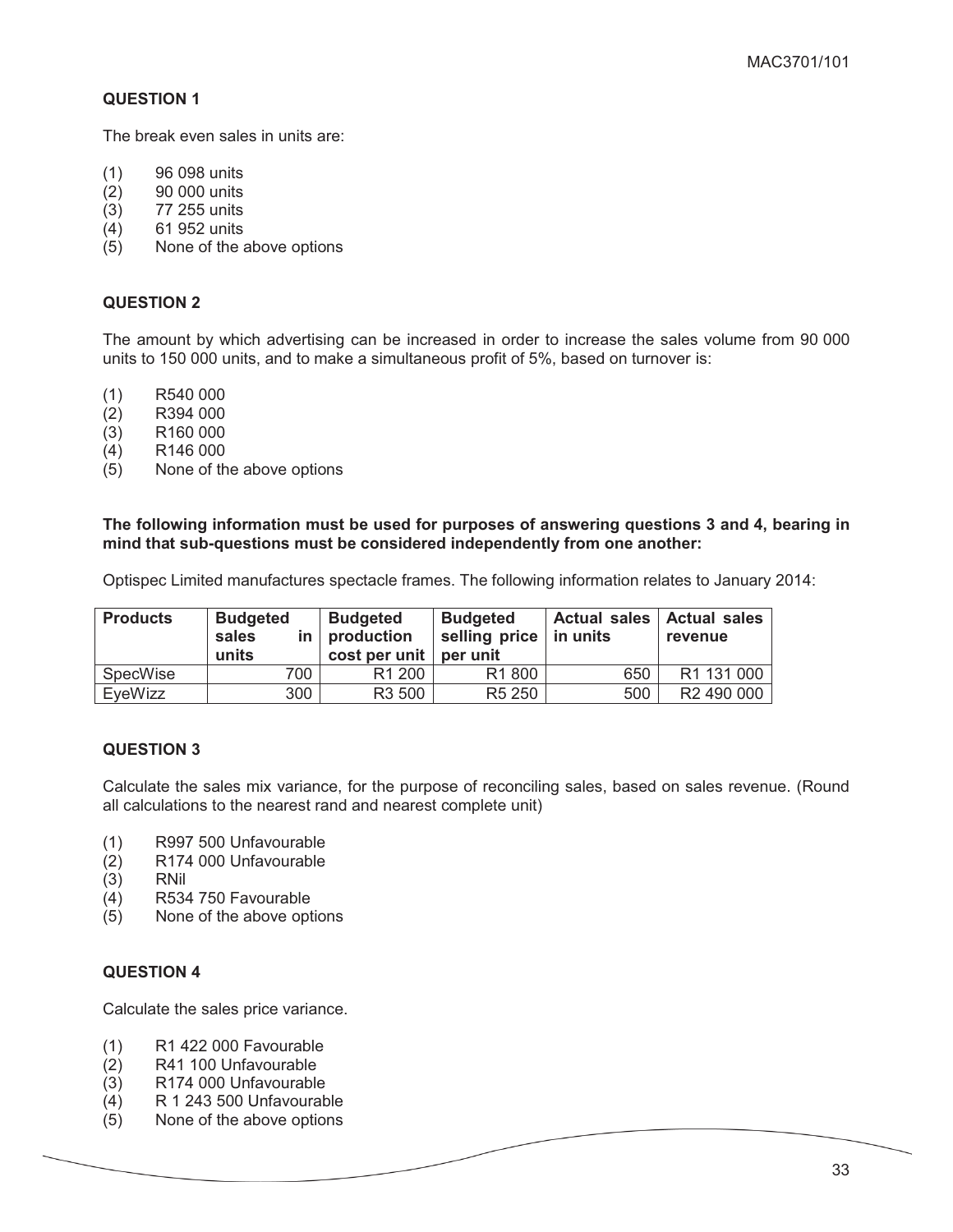## QUESTION 1

The break even sales in units are:

(1) 96 098 units
(2) 90 000 units
(3) 77 255 units
(4) 61 952 units
(5) None of the above options

## QUESTION 2

The amount by which advertising can be increased in order to increase the sales volume from 90 000 units to 150 000 units, and to make a simultaneous profit of 5%, based on turnover is:

(1) R540 000
(2) R394 000
(3) R160 000
(4) R146 000
(5) None of the above options

**The following information must be used for purposes of answering questions 3 and 4, bearing in mind that sub-questions must be considered independently from one another:**

Optispec Limited manufactures spectacle frames. The following information relates to January 2014:

| Products | Budgeted sales in units | Budgeted production cost per unit | Budgeted selling price per unit | Actual sales in units | Actual sales revenue |
|---|---|---|---|---|---|
| SpecWise | 700 | R1 200 | R1 800 | 650 | R1 131 000 |
| EyeWizz | 300 | R3 500 | R5 250 | 500 | R2 490 000 |

## QUESTION 3

Calculate the sales mix variance, for the purpose of reconciling sales, based on sales revenue. (Round all calculations to the nearest rand and nearest complete unit)

(1) R997 500 Unfavourable
(2) R174 000 Unfavourable
(3) RNil
(4) R534 750 Favourable
(5) None of the above options

## QUESTION 4

Calculate the sales price variance.

(1) R1 422 000 Favourable
(2) R41 100 Unfavourable
(3) R174 000 Unfavourable
(4) R 1 243 500 Unfavourable
(5) None of the above options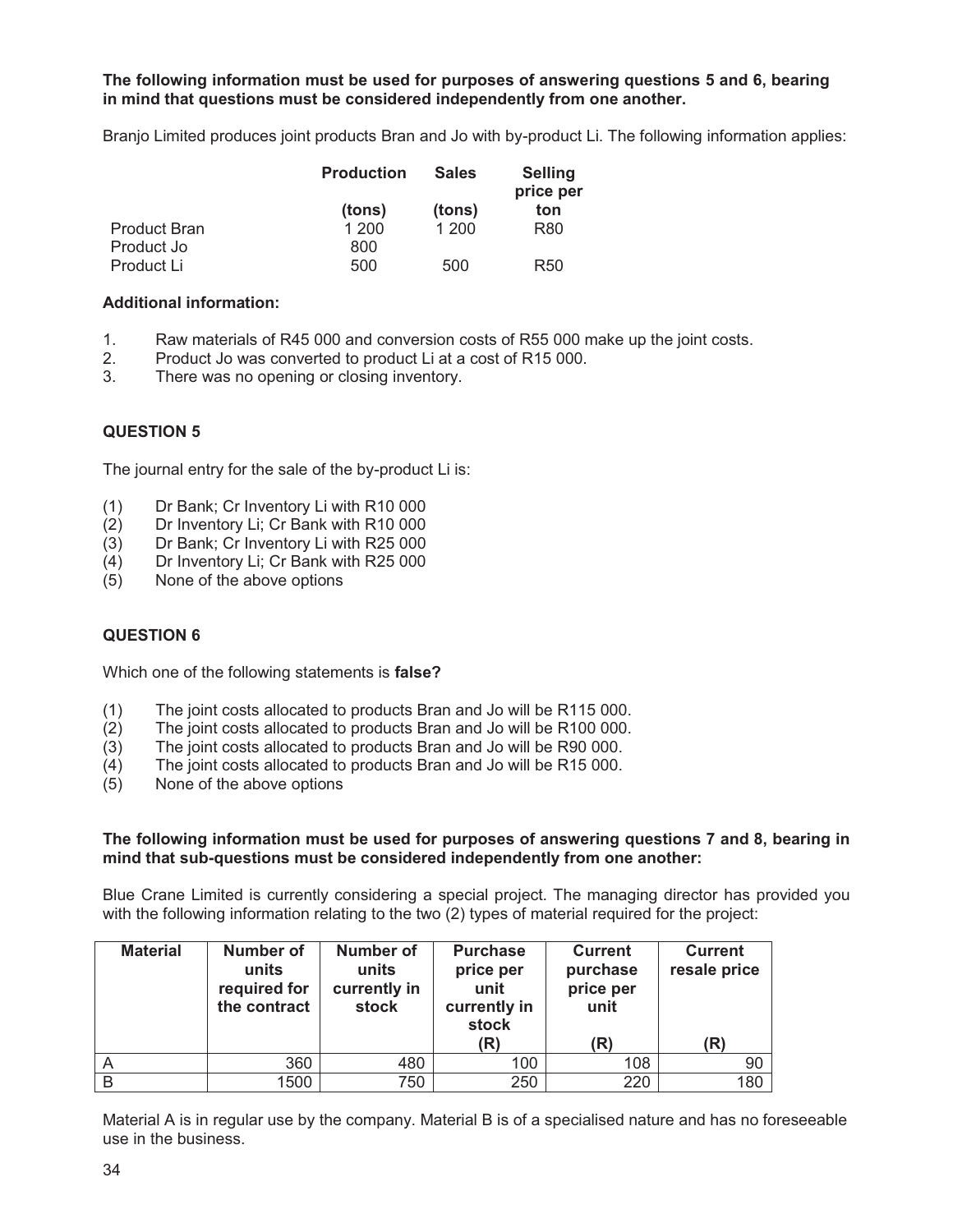**The following information must be used for purposes of answering questions 5 and 6, bearing in mind that questions must be considered independently from one another.**

Branjo Limited produces joint products Bran and Jo with by-product Li. The following information applies:

| | Production (tons) | Sales (tons) | Selling price per ton |
|---|---|---|---|
| Product Bran | 1 200 | 1 200 | R80 |
| Product Jo | 800 | | |
| Product Li | 500 | 500 | R50 |

**Additional information:**

1. Raw materials of R45 000 and conversion costs of R55 000 make up the joint costs.
2. Product Jo was converted to product Li at a cost of R15 000.
3. There was no opening or closing inventory.

## QUESTION 5

The journal entry for the sale of the by-product Li is:

(1) Dr Bank; Cr Inventory Li with R10 000
(2) Dr Inventory Li; Cr Bank with R10 000
(3) Dr Bank; Cr Inventory Li with R25 000
(4) Dr Inventory Li; Cr Bank with R25 000
(5) None of the above options

## QUESTION 6

Which one of the following statements is **false?**

(1) The joint costs allocated to products Bran and Jo will be R115 000.
(2) The joint costs allocated to products Bran and Jo will be R100 000.
(3) The joint costs allocated to products Bran and Jo will be R90 000.
(4) The joint costs allocated to products Bran and Jo will be R15 000.
(5) None of the above options

**The following information must be used for purposes of answering questions 7 and 8, bearing in mind that sub-questions must be considered independently from one another:**

Blue Crane Limited is currently considering a special project. The managing director has provided you with the following information relating to the two (2) types of material required for the project:

| Material | Number of units required for the contract | Number of units currently in stock | Purchase price per unit currently in stock (R) | Current purchase price per unit (R) | Current resale price (R) |
|---|---|---|---|---|---|
| A | 360 | 480 | 100 | 108 | 90 |
| B | 1500 | 750 | 250 | 220 | 180 |

Material A is in regular use by the company. Material B is of a specialised nature and has no foreseeable use in the business.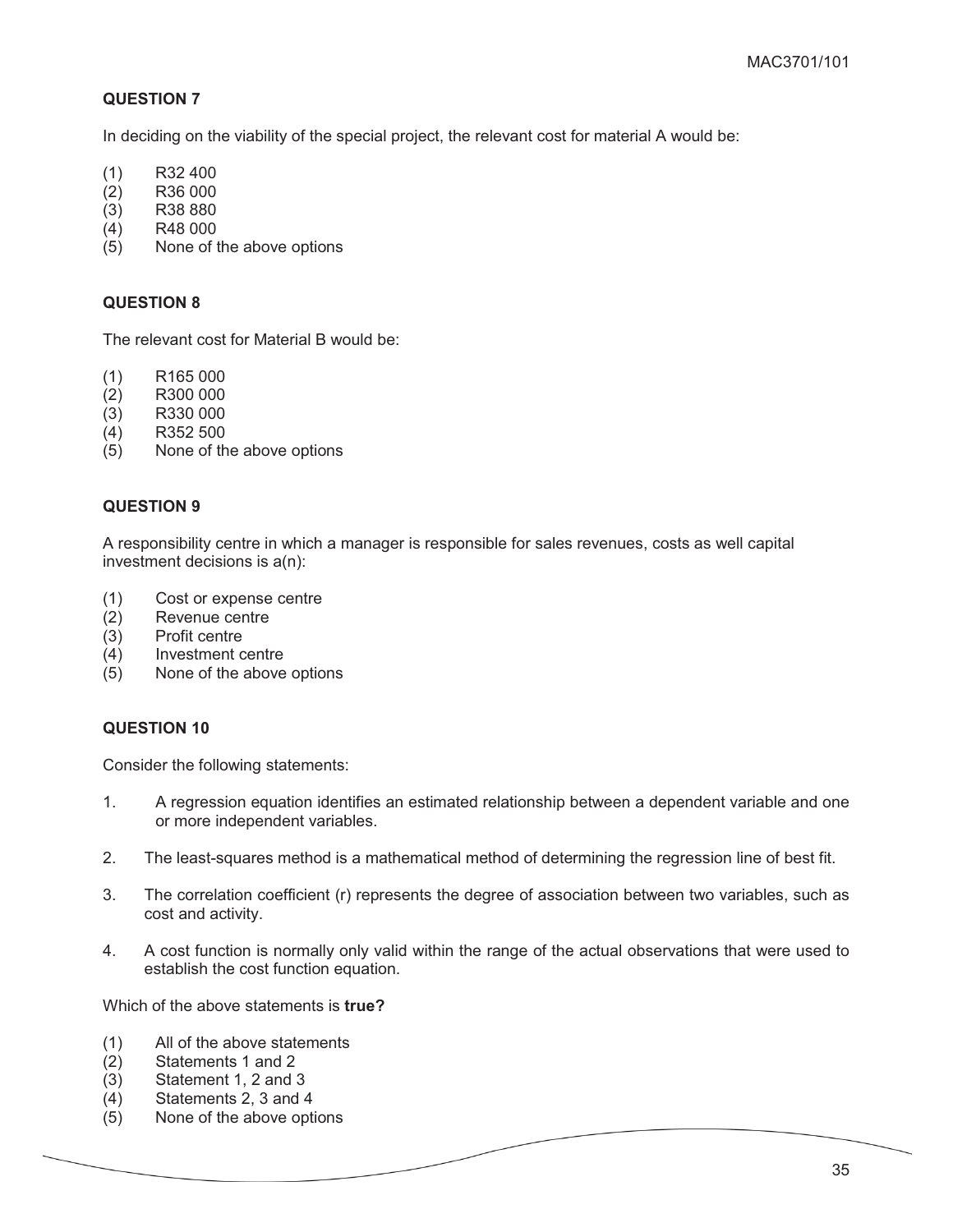**QUESTION 7**

In deciding on the viability of the special project, the relevant cost for material A would be:

(1) R32 400
(2) R36 000
(3) R38 880
(4) R48 000
(5) None of the above options

**QUESTION 8**

The relevant cost for Material B would be:

(1) R165 000
(2) R300 000
(3) R330 000
(4) R352 500
(5) None of the above options

**QUESTION 9**

A responsibility centre in which a manager is responsible for sales revenues, costs as well capital investment decisions is a(n):

(1) Cost or expense centre
(2) Revenue centre
(3) Profit centre
(4) Investment centre
(5) None of the above options

**QUESTION 10**

Consider the following statements:

1. A regression equation identifies an estimated relationship between a dependent variable and one or more independent variables.

2. The least-squares method is a mathematical method of determining the regression line of best fit.

3. The correlation coefficient (r) represents the degree of association between two variables, such as cost and activity.

4. A cost function is normally only valid within the range of the actual observations that were used to establish the cost function equation.

Which of the above statements is **true?**

(1) All of the above statements
(2) Statements 1 and 2
(3) Statement 1, 2 and 3
(4) Statements 2, 3 and 4
(5) None of the above options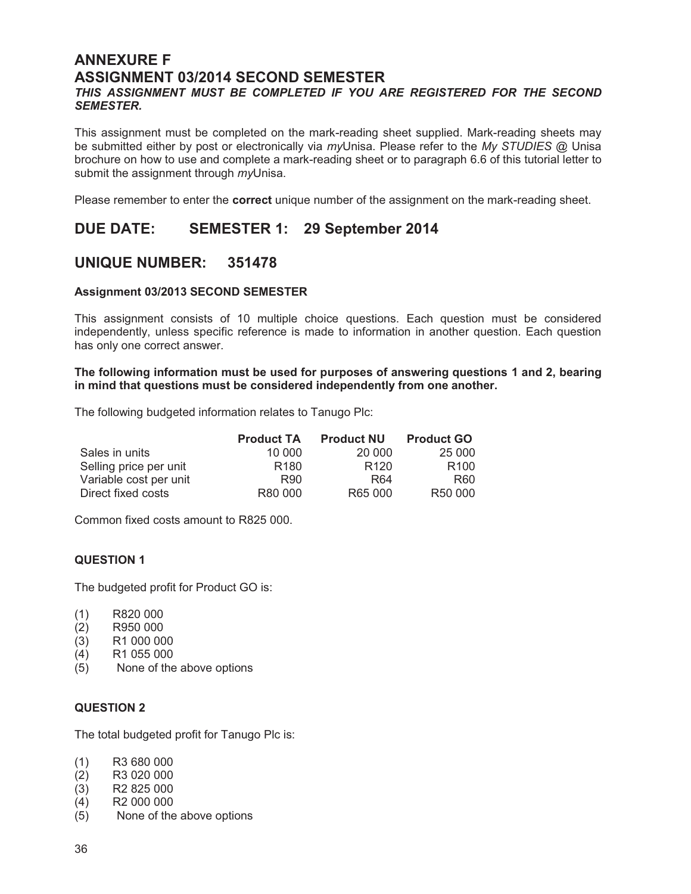# ANNEXURE F

# ASSIGNMENT 03/2014 SECOND SEMESTER

***THIS ASSIGNMENT MUST BE COMPLETED IF YOU ARE REGISTERED FOR THE SECOND SEMESTER.***

This assignment must be completed on the mark-reading sheet supplied. Mark-reading sheets may be submitted either by post or electronically via *my*Unisa. Please refer to the *My STUDIES @* Unisa brochure on how to use and complete a mark-reading sheet or to paragraph 6.6 of this tutorial letter to submit the assignment through *my*Unisa.

Please remember to enter the **correct** unique number of the assignment on the mark-reading sheet.

## DUE DATE: SEMESTER 1: 29 September 2014

## UNIQUE NUMBER: 351478

**Assignment 03/2013 SECOND SEMESTER**

This assignment consists of 10 multiple choice questions. Each question must be considered independently, unless specific reference is made to information in another question. Each question has only one correct answer.

**The following information must be used for purposes of answering questions 1 and 2, bearing in mind that questions must be considered independently from one another.**

The following budgeted information relates to Tanugo Plc:

| | Product TA | Product NU | Product GO |
|---|---|---|---|
| Sales in units | 10 000 | 20 000 | 25 000 |
| Selling price per unit | R180 | R120 | R100 |
| Variable cost per unit | R90 | R64 | R60 |
| Direct fixed costs | R80 000 | R65 000 | R50 000 |

Common fixed costs amount to R825 000.

### QUESTION 1

The budgeted profit for Product GO is:

(1) R820 000
(2) R950 000
(3) R1 000 000
(4) R1 055 000
(5) None of the above options

### QUESTION 2

The total budgeted profit for Tanugo Plc is:

(1) R3 680 000
(2) R3 020 000
(3) R2 825 000
(4) R2 000 000
(5) None of the above options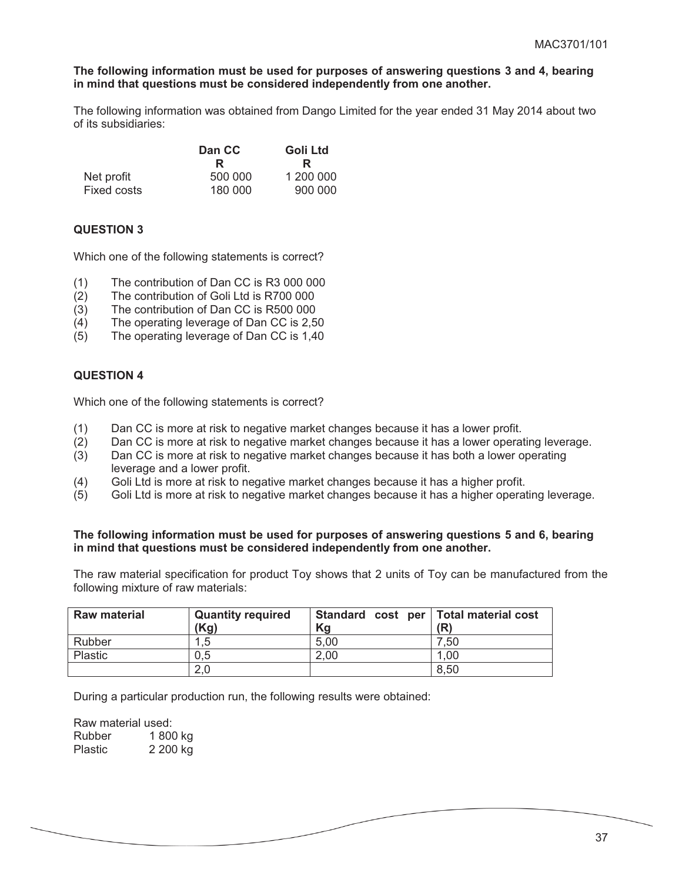**The following information must be used for purposes of answering questions 3 and 4, bearing in mind that questions must be considered independently from one another.**

The following information was obtained from Dango Limited for the year ended 31 May 2014 about two of its subsidiaries:

| | Dan CC | Goli Ltd |
|---|---|---|
| | R | R |
| Net profit | 500 000 | 1 200 000 |
| Fixed costs | 180 000 | 900 000 |

## QUESTION 3

Which one of the following statements is correct?

(1) The contribution of Dan CC is R3 000 000
(2) The contribution of Goli Ltd is R700 000
(3) The contribution of Dan CC is R500 000
(4) The operating leverage of Dan CC is 2,50
(5) The operating leverage of Dan CC is 1,40

## QUESTION 4

Which one of the following statements is correct?

(1) Dan CC is more at risk to negative market changes because it has a lower profit.
(2) Dan CC is more at risk to negative market changes because it has a lower operating leverage.
(3) Dan CC is more at risk to negative market changes because it has both a lower operating leverage and a lower profit.
(4) Goli Ltd is more at risk to negative market changes because it has a higher profit.
(5) Goli Ltd is more at risk to negative market changes because it has a higher operating leverage.

**The following information must be used for purposes of answering questions 5 and 6, bearing in mind that questions must be considered independently from one another.**

The raw material specification for product Toy shows that 2 units of Toy can be manufactured from the following mixture of raw materials:

| Raw material | Quantity required (Kg) | Standard cost per Kg | Total material cost (R) |
|---|---|---|---|
| Rubber | 1,5 | 5,00 | 7,50 |
| Plastic | 0,5 | 2,00 | 1,00 |
| | 2,0 | | 8,50 |

During a particular production run, the following results were obtained:

Raw material used:

| | |
|---|---|
| Rubber | 1 800 kg |
| Plastic | 2 200 kg |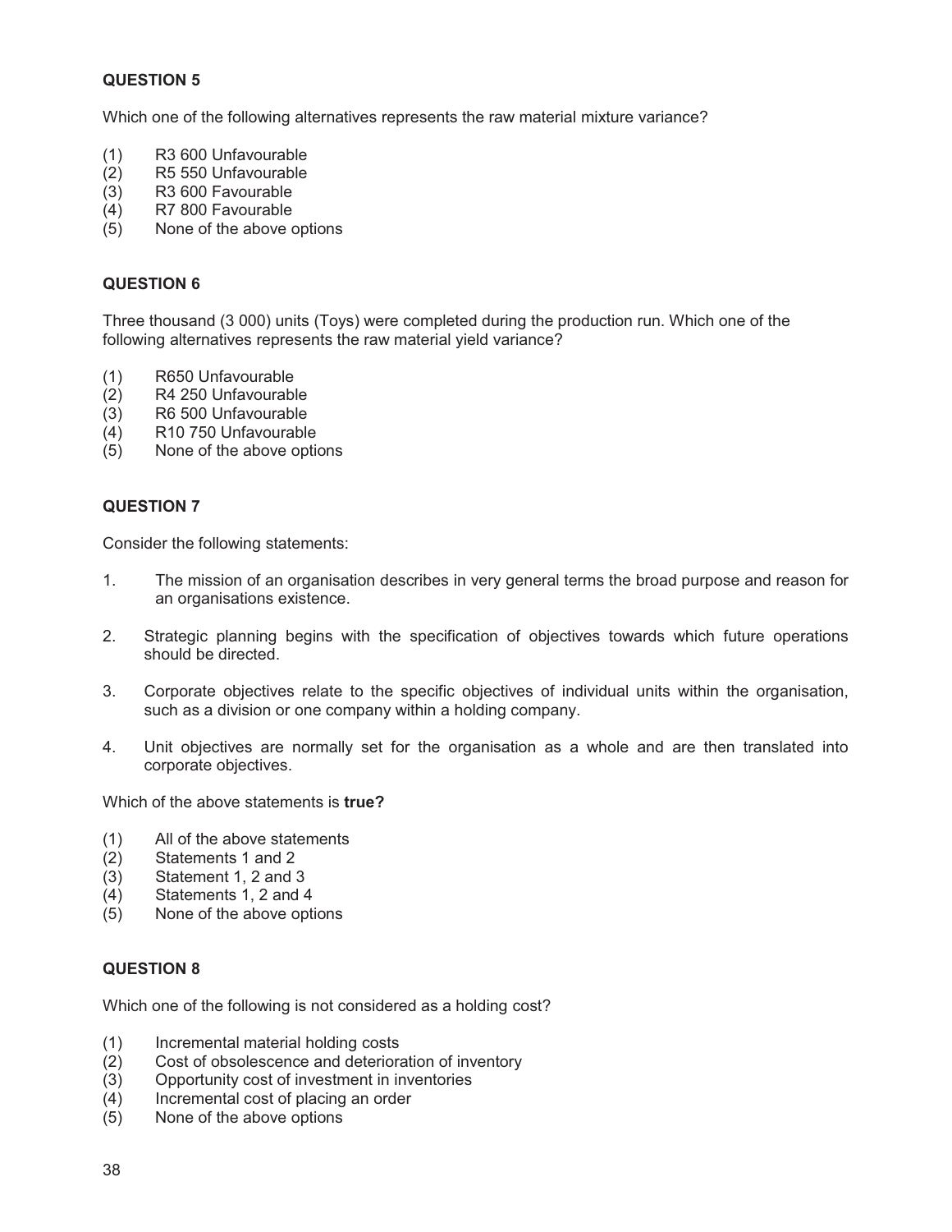**QUESTION 5**

Which one of the following alternatives represents the raw material mixture variance?

(1) R3 600 Unfavourable
(2) R5 550 Unfavourable
(3) R3 600 Favourable
(4) R7 800 Favourable
(5) None of the above options

**QUESTION 6**

Three thousand (3 000) units (Toys) were completed during the production run. Which one of the following alternatives represents the raw material yield variance?

(1) R650 Unfavourable
(2) R4 250 Unfavourable
(3) R6 500 Unfavourable
(4) R10 750 Unfavourable
(5) None of the above options

**QUESTION 7**

Consider the following statements:

1. The mission of an organisation describes in very general terms the broad purpose and reason for an organisations existence.
2. Strategic planning begins with the specification of objectives towards which future operations should be directed.
3. Corporate objectives relate to the specific objectives of individual units within the organisation, such as a division or one company within a holding company.
4. Unit objectives are normally set for the organisation as a whole and are then translated into corporate objectives.

Which of the above statements is **true?**

(1) All of the above statements
(2) Statements 1 and 2
(3) Statement 1, 2 and 3
(4) Statements 1, 2 and 4
(5) None of the above options

**QUESTION 8**

Which one of the following is not considered as a holding cost?

(1) Incremental material holding costs
(2) Cost of obsolescence and deterioration of inventory
(3) Opportunity cost of investment in inventories
(4) Incremental cost of placing an order
(5) None of the above options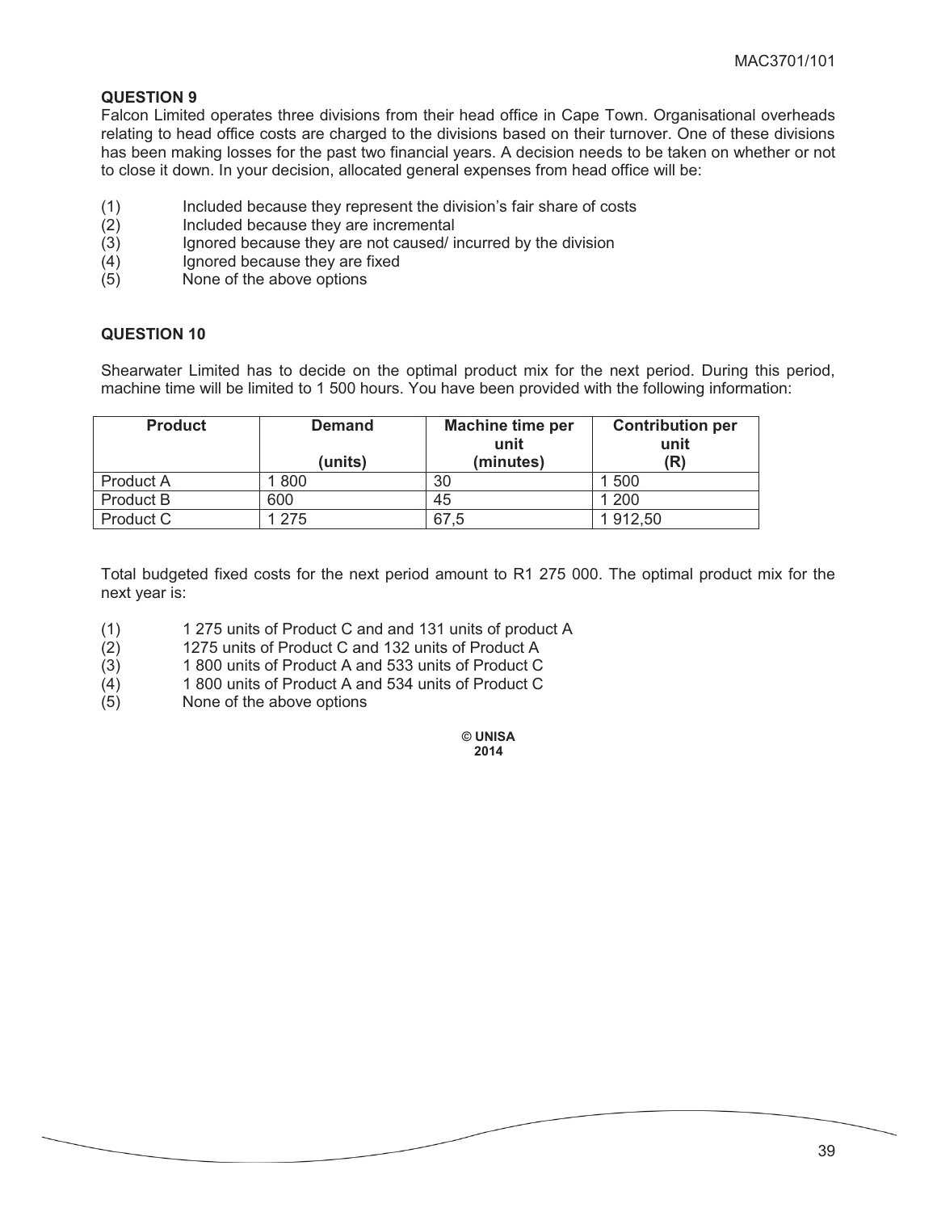**QUESTION 9**

Falcon Limited operates three divisions from their head office in Cape Town. Organisational overheads relating to head office costs are charged to the divisions based on their turnover. One of these divisions has been making losses for the past two financial years. A decision needs to be taken on whether or not to close it down. In your decision, allocated general expenses from head office will be:

(1) Included because they represent the division's fair share of costs
(2) Included because they are incremental
(3) Ignored because they are not caused/ incurred by the division
(4) Ignored because they are fixed
(5) None of the above options

**QUESTION 10**

Shearwater Limited has to decide on the optimal product mix for the next period. During this period, machine time will be limited to 1 500 hours. You have been provided with the following information:

| Product | Demand (units) | Machine time per unit (minutes) | Contribution per unit (R) |
|---|---|---|---|
| Product A | 1 800 | 30 | 1 500 |
| Product B | 600 | 45 | 1 200 |
| Product C | 1 275 | 67,5 | 1 912,50 |

Total budgeted fixed costs for the next period amount to R1 275 000. The optimal product mix for the next year is:

(1) 1 275 units of Product C and and 131 units of product A
(2) 1275 units of Product C and 132 units of Product A
(3) 1 800 units of Product A and 533 units of Product C
(4) 1 800 units of Product A and 534 units of Product C
(5) None of the above options

© UNISA
2014